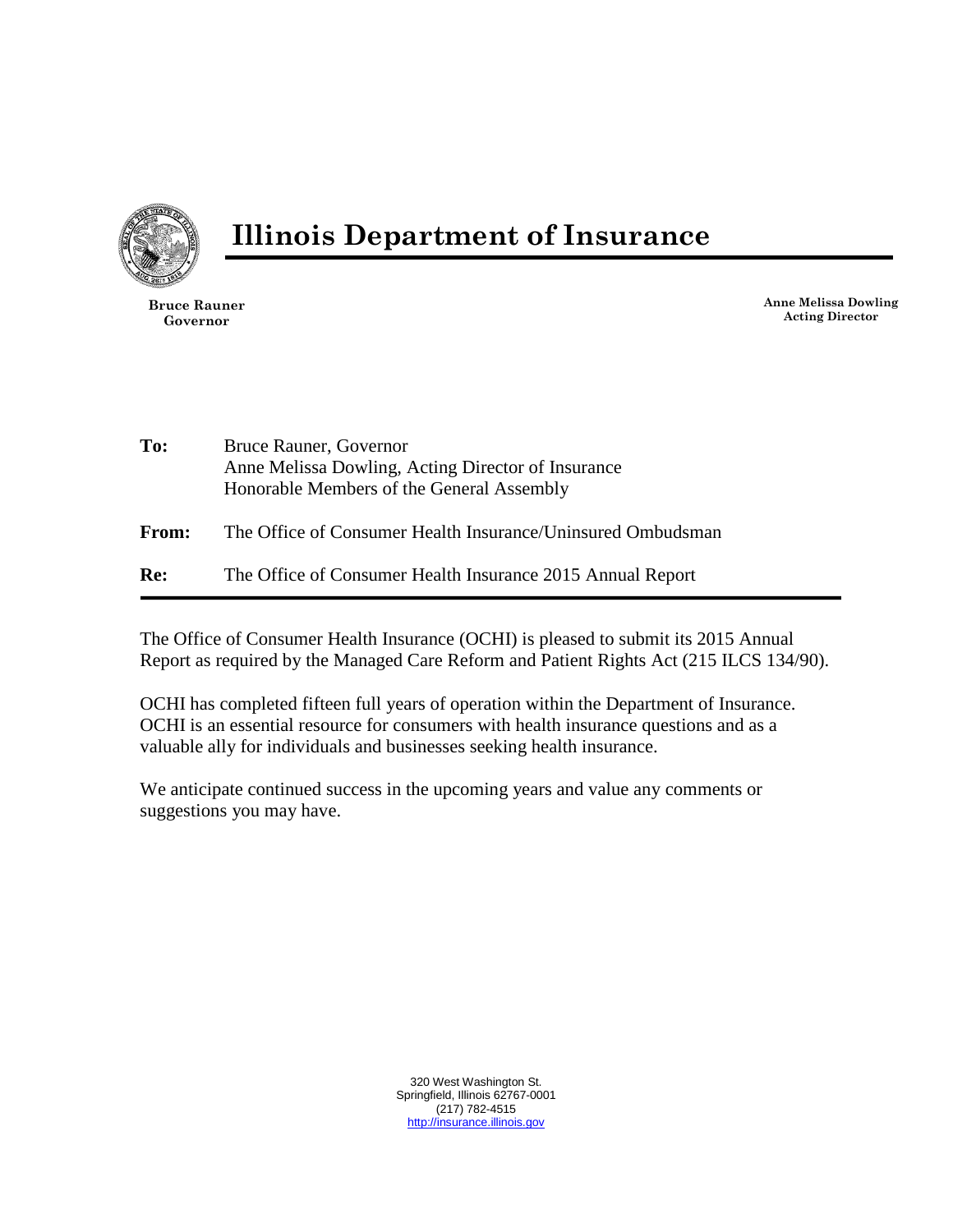# Illinois Department of Insurance

**Bruce Rauner**
**Governor**

**Anne Melissa Dowling**
**Acting Director**

**To:** Bruce Rauner, Governor
Anne Melissa Dowling, Acting Director of Insurance
Honorable Members of the General Assembly

**From:** The Office of Consumer Health Insurance/Uninsured Ombudsman

**Re:** The Office of Consumer Health Insurance 2015 Annual Report

---

The Office of Consumer Health Insurance (OCHI) is pleased to submit its 2015 Annual Report as required by the Managed Care Reform and Patient Rights Act (215 ILCS 134/90).

OCHI has completed fifteen full years of operation within the Department of Insurance. OCHI is an essential resource for consumers with health insurance questions and as a valuable ally for individuals and businesses seeking health insurance.

We anticipate continued success in the upcoming years and value any comments or suggestions you may have.

320 West Washington St.
Springfield, Illinois 62767-0001
(217) 782-4515
http://insurance.illinois.gov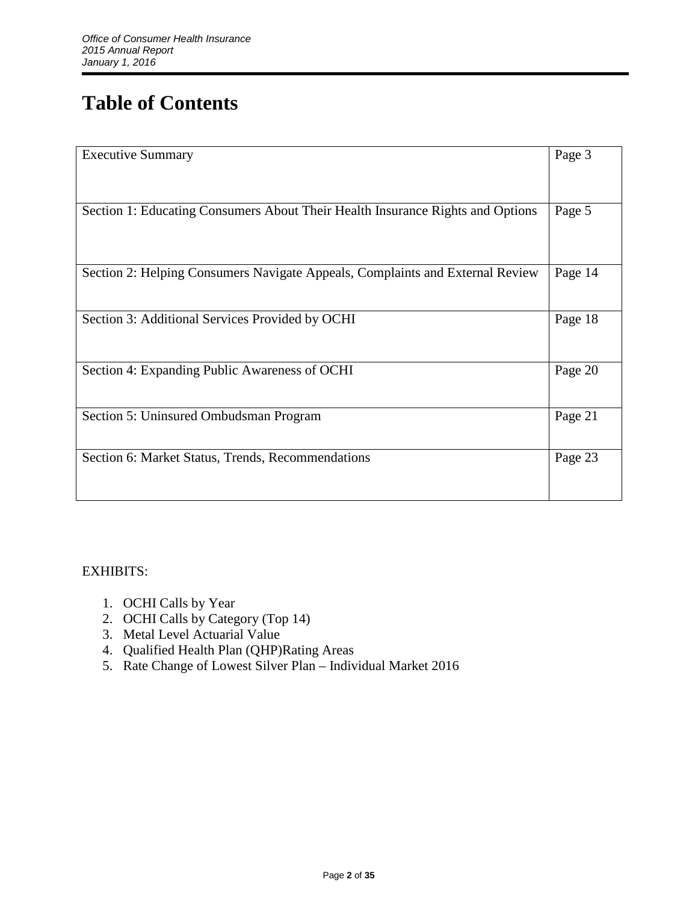# Table of Contents

| | |
|---|---|
| Executive Summary | Page 3 |
| Section 1: Educating Consumers About Their Health Insurance Rights and Options | Page 5 |
| Section 2: Helping Consumers Navigate Appeals, Complaints and External Review | Page 14 |
| Section 3: Additional Services Provided by OCHI | Page 18 |
| Section 4: Expanding Public Awareness of OCHI | Page 20 |
| Section 5: Uninsured Ombudsman Program | Page 21 |
| Section 6: Market Status, Trends, Recommendations | Page 23 |

EXHIBITS:

1. OCHI Calls by Year
2. OCHI Calls by Category (Top 14)
3. Metal Level Actuarial Value
4. Qualified Health Plan (QHP)Rating Areas
5. Rate Change of Lowest Silver Plan – Individual Market 2016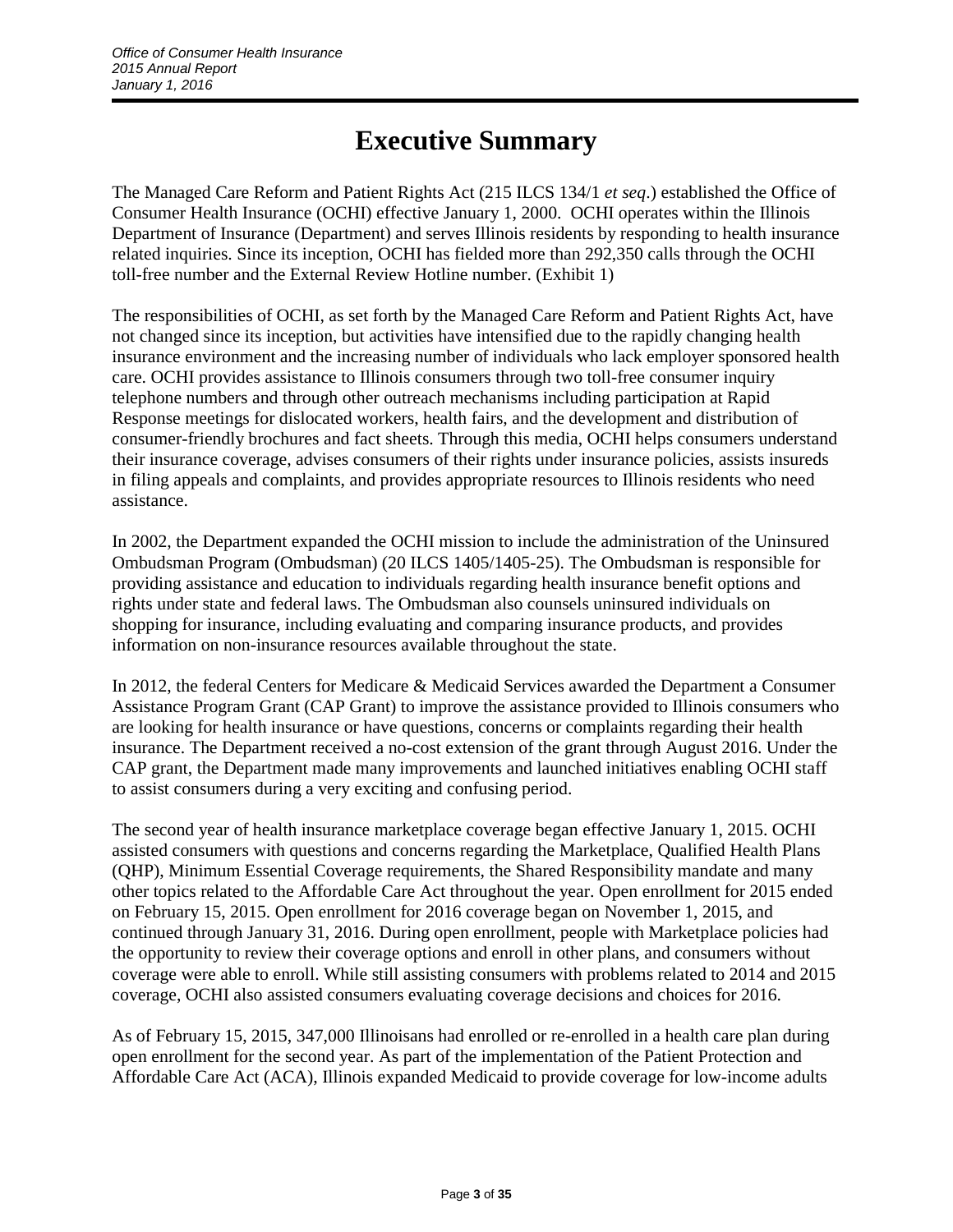# Executive Summary

The Managed Care Reform and Patient Rights Act (215 ILCS 134/1 *et seq*.) established the Office of Consumer Health Insurance (OCHI) effective January 1, 2000. OCHI operates within the Illinois Department of Insurance (Department) and serves Illinois residents by responding to health insurance related inquiries. Since its inception, OCHI has fielded more than 292,350 calls through the OCHI toll-free number and the External Review Hotline number. (Exhibit 1)

The responsibilities of OCHI, as set forth by the Managed Care Reform and Patient Rights Act, have not changed since its inception, but activities have intensified due to the rapidly changing health insurance environment and the increasing number of individuals who lack employer sponsored health care. OCHI provides assistance to Illinois consumers through two toll-free consumer inquiry telephone numbers and through other outreach mechanisms including participation at Rapid Response meetings for dislocated workers, health fairs, and the development and distribution of consumer-friendly brochures and fact sheets. Through this media, OCHI helps consumers understand their insurance coverage, advises consumers of their rights under insurance policies, assists insureds in filing appeals and complaints, and provides appropriate resources to Illinois residents who need assistance.

In 2002, the Department expanded the OCHI mission to include the administration of the Uninsured Ombudsman Program (Ombudsman) (20 ILCS 1405/1405-25). The Ombudsman is responsible for providing assistance and education to individuals regarding health insurance benefit options and rights under state and federal laws. The Ombudsman also counsels uninsured individuals on shopping for insurance, including evaluating and comparing insurance products, and provides information on non-insurance resources available throughout the state.

In 2012, the federal Centers for Medicare & Medicaid Services awarded the Department a Consumer Assistance Program Grant (CAP Grant) to improve the assistance provided to Illinois consumers who are looking for health insurance or have questions, concerns or complaints regarding their health insurance. The Department received a no-cost extension of the grant through August 2016. Under the CAP grant, the Department made many improvements and launched initiatives enabling OCHI staff to assist consumers during a very exciting and confusing period.

The second year of health insurance marketplace coverage began effective January 1, 2015. OCHI assisted consumers with questions and concerns regarding the Marketplace, Qualified Health Plans (QHP), Minimum Essential Coverage requirements, the Shared Responsibility mandate and many other topics related to the Affordable Care Act throughout the year. Open enrollment for 2015 ended on February 15, 2015. Open enrollment for 2016 coverage began on November 1, 2015, and continued through January 31, 2016. During open enrollment, people with Marketplace policies had the opportunity to review their coverage options and enroll in other plans, and consumers without coverage were able to enroll. While still assisting consumers with problems related to 2014 and 2015 coverage, OCHI also assisted consumers evaluating coverage decisions and choices for 2016.

As of February 15, 2015, 347,000 Illinoisans had enrolled or re-enrolled in a health care plan during open enrollment for the second year. As part of the implementation of the Patient Protection and Affordable Care Act (ACA), Illinois expanded Medicaid to provide coverage for low-income adults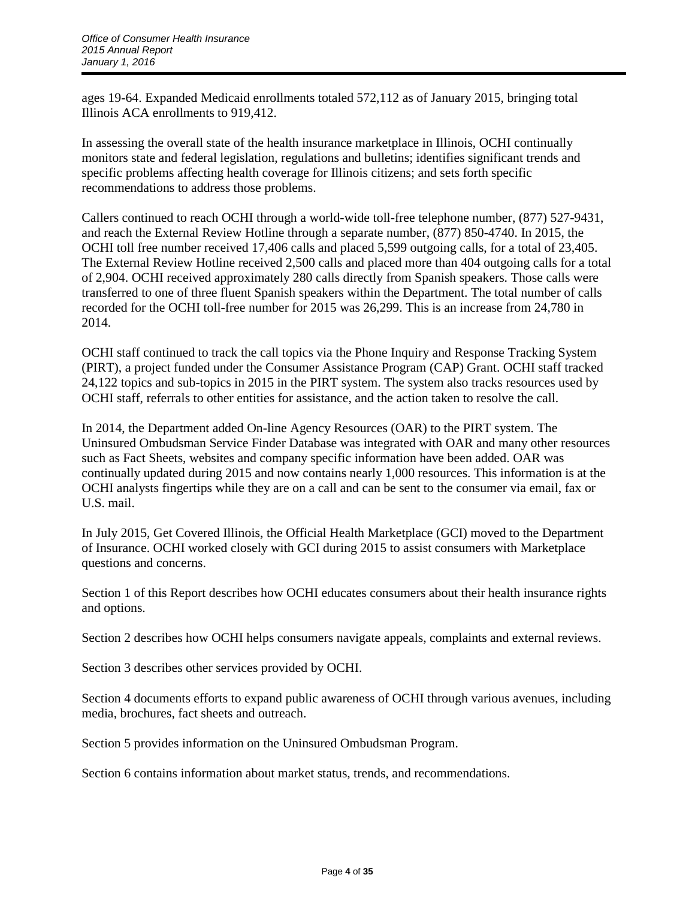ages 19-64. Expanded Medicaid enrollments totaled 572,112 as of January 2015, bringing total Illinois ACA enrollments to 919,412.

In assessing the overall state of the health insurance marketplace in Illinois, OCHI continually monitors state and federal legislation, regulations and bulletins; identifies significant trends and specific problems affecting health coverage for Illinois citizens; and sets forth specific recommendations to address those problems.

Callers continued to reach OCHI through a world-wide toll-free telephone number, (877) 527-9431, and reach the External Review Hotline through a separate number, (877) 850-4740. In 2015, the OCHI toll free number received 17,406 calls and placed 5,599 outgoing calls, for a total of 23,405. The External Review Hotline received 2,500 calls and placed more than 404 outgoing calls for a total of 2,904. OCHI received approximately 280 calls directly from Spanish speakers. Those calls were transferred to one of three fluent Spanish speakers within the Department. The total number of calls recorded for the OCHI toll-free number for 2015 was 26,299. This is an increase from 24,780 in 2014.

OCHI staff continued to track the call topics via the Phone Inquiry and Response Tracking System (PIRT), a project funded under the Consumer Assistance Program (CAP) Grant. OCHI staff tracked 24,122 topics and sub-topics in 2015 in the PIRT system. The system also tracks resources used by OCHI staff, referrals to other entities for assistance, and the action taken to resolve the call.

In 2014, the Department added On-line Agency Resources (OAR) to the PIRT system. The Uninsured Ombudsman Service Finder Database was integrated with OAR and many other resources such as Fact Sheets, websites and company specific information have been added. OAR was continually updated during 2015 and now contains nearly 1,000 resources. This information is at the OCHI analysts fingertips while they are on a call and can be sent to the consumer via email, fax or U.S. mail.

In July 2015, Get Covered Illinois, the Official Health Marketplace (GCI) moved to the Department of Insurance. OCHI worked closely with GCI during 2015 to assist consumers with Marketplace questions and concerns.

Section 1 of this Report describes how OCHI educates consumers about their health insurance rights and options.

Section 2 describes how OCHI helps consumers navigate appeals, complaints and external reviews.

Section 3 describes other services provided by OCHI.

Section 4 documents efforts to expand public awareness of OCHI through various avenues, including media, brochures, fact sheets and outreach.

Section 5 provides information on the Uninsured Ombudsman Program.

Section 6 contains information about market status, trends, and recommendations.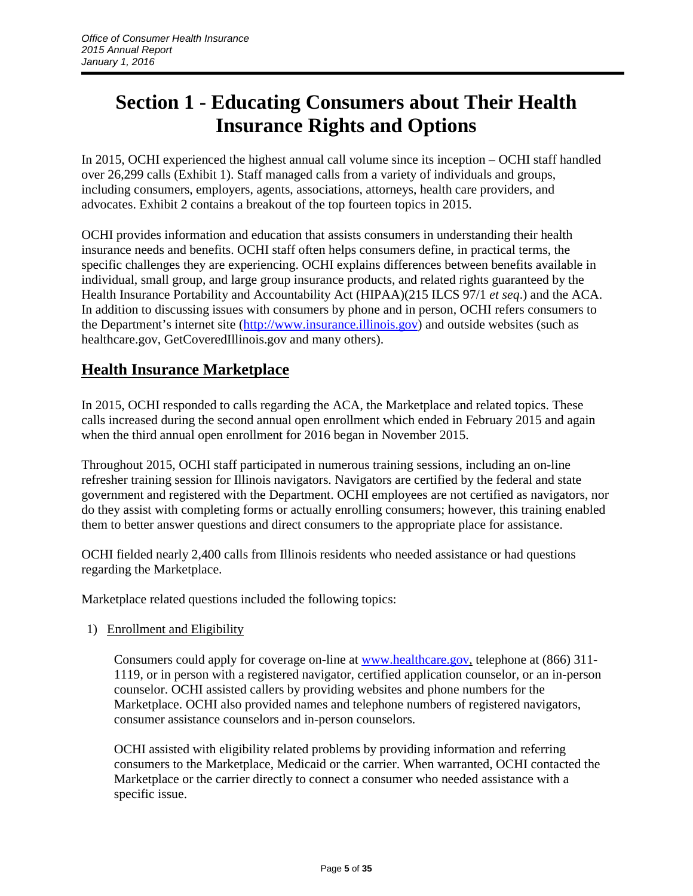# Section 1 - Educating Consumers about Their Health Insurance Rights and Options

In 2015, OCHI experienced the highest annual call volume since its inception – OCHI staff handled over 26,299 calls (Exhibit 1). Staff managed calls from a variety of individuals and groups, including consumers, employers, agents, associations, attorneys, health care providers, and advocates. Exhibit 2 contains a breakout of the top fourteen topics in 2015.

OCHI provides information and education that assists consumers in understanding their health insurance needs and benefits. OCHI staff often helps consumers define, in practical terms, the specific challenges they are experiencing. OCHI explains differences between benefits available in individual, small group, and large group insurance products, and related rights guaranteed by the Health Insurance Portability and Accountability Act (HIPAA)(215 ILCS 97/1 *et seq*.) and the ACA. In addition to discussing issues with consumers by phone and in person, OCHI refers consumers to the Department's internet site (http://www.insurance.illinois.gov) and outside websites (such as healthcare.gov, GetCoveredIllinois.gov and many others).

## Health Insurance Marketplace

In 2015, OCHI responded to calls regarding the ACA, the Marketplace and related topics. These calls increased during the second annual open enrollment which ended in February 2015 and again when the third annual open enrollment for 2016 began in November 2015.

Throughout 2015, OCHI staff participated in numerous training sessions, including an on-line refresher training session for Illinois navigators. Navigators are certified by the federal and state government and registered with the Department. OCHI employees are not certified as navigators, nor do they assist with completing forms or actually enrolling consumers; however, this training enabled them to better answer questions and direct consumers to the appropriate place for assistance.

OCHI fielded nearly 2,400 calls from Illinois residents who needed assistance or had questions regarding the Marketplace.

Marketplace related questions included the following topics:

1) Enrollment and Eligibility

   Consumers could apply for coverage on-line at www.healthcare.gov, telephone at (866) 311-1119, or in person with a registered navigator, certified application counselor, or an in-person counselor. OCHI assisted callers by providing websites and phone numbers for the Marketplace. OCHI also provided names and telephone numbers of registered navigators, consumer assistance counselors and in-person counselors.

   OCHI assisted with eligibility related problems by providing information and referring consumers to the Marketplace, Medicaid or the carrier. When warranted, OCHI contacted the Marketplace or the carrier directly to connect a consumer who needed assistance with a specific issue.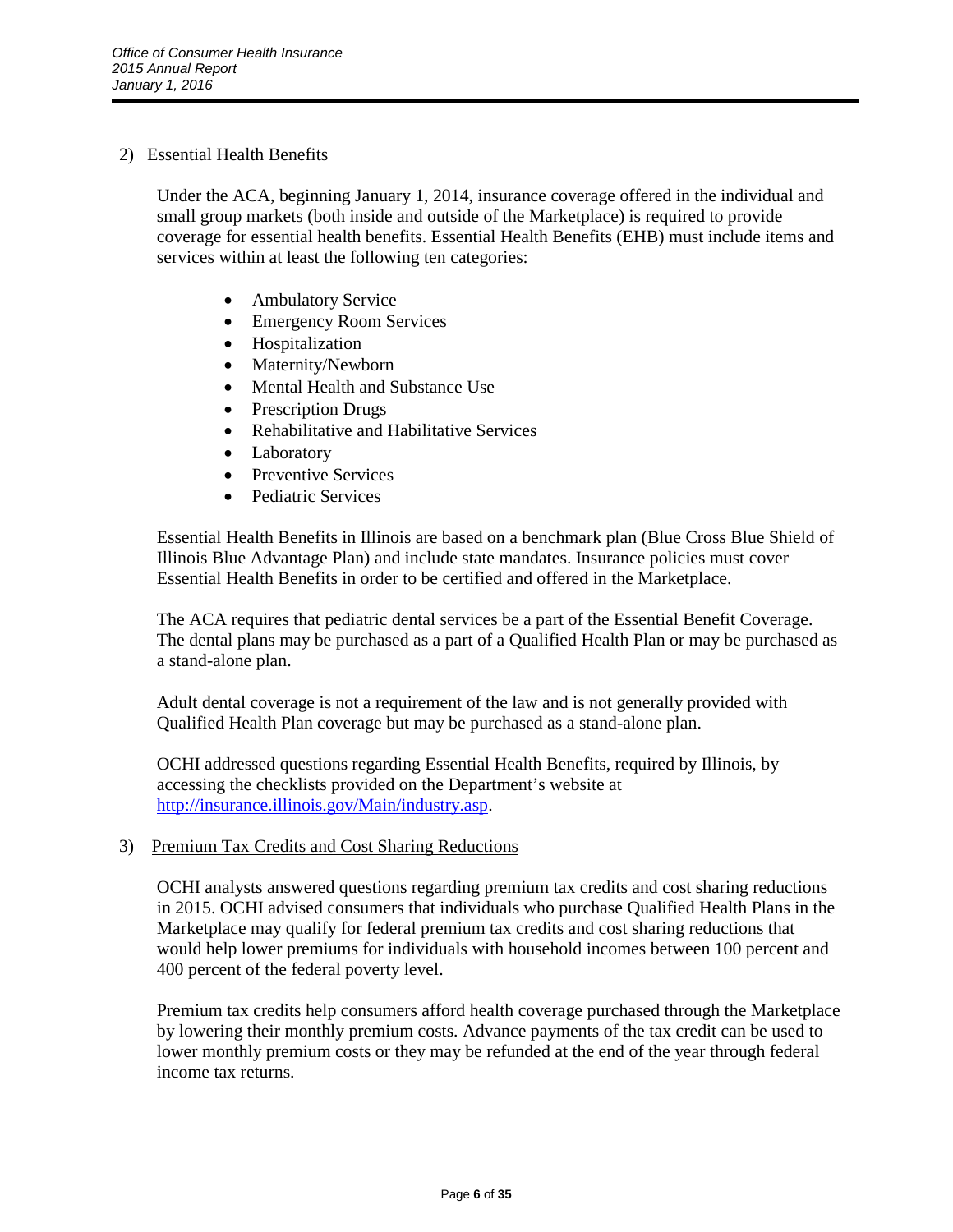2) Essential Health Benefits

Under the ACA, beginning January 1, 2014, insurance coverage offered in the individual and small group markets (both inside and outside of the Marketplace) is required to provide coverage for essential health benefits. Essential Health Benefits (EHB) must include items and services within at least the following ten categories:

- Ambulatory Service
- Emergency Room Services
- Hospitalization
- Maternity/Newborn
- Mental Health and Substance Use
- Prescription Drugs
- Rehabilitative and Habilitative Services
- Laboratory
- Preventive Services
- Pediatric Services

Essential Health Benefits in Illinois are based on a benchmark plan (Blue Cross Blue Shield of Illinois Blue Advantage Plan) and include state mandates. Insurance policies must cover Essential Health Benefits in order to be certified and offered in the Marketplace.

The ACA requires that pediatric dental services be a part of the Essential Benefit Coverage. The dental plans may be purchased as a part of a Qualified Health Plan or may be purchased as a stand-alone plan.

Adult dental coverage is not a requirement of the law and is not generally provided with Qualified Health Plan coverage but may be purchased as a stand-alone plan.

OCHI addressed questions regarding Essential Health Benefits, required by Illinois, by accessing the checklists provided on the Department's website at http://insurance.illinois.gov/Main/industry.asp.

3) Premium Tax Credits and Cost Sharing Reductions

OCHI analysts answered questions regarding premium tax credits and cost sharing reductions in 2015. OCHI advised consumers that individuals who purchase Qualified Health Plans in the Marketplace may qualify for federal premium tax credits and cost sharing reductions that would help lower premiums for individuals with household incomes between 100 percent and 400 percent of the federal poverty level.

Premium tax credits help consumers afford health coverage purchased through the Marketplace by lowering their monthly premium costs. Advance payments of the tax credit can be used to lower monthly premium costs or they may be refunded at the end of the year through federal income tax returns.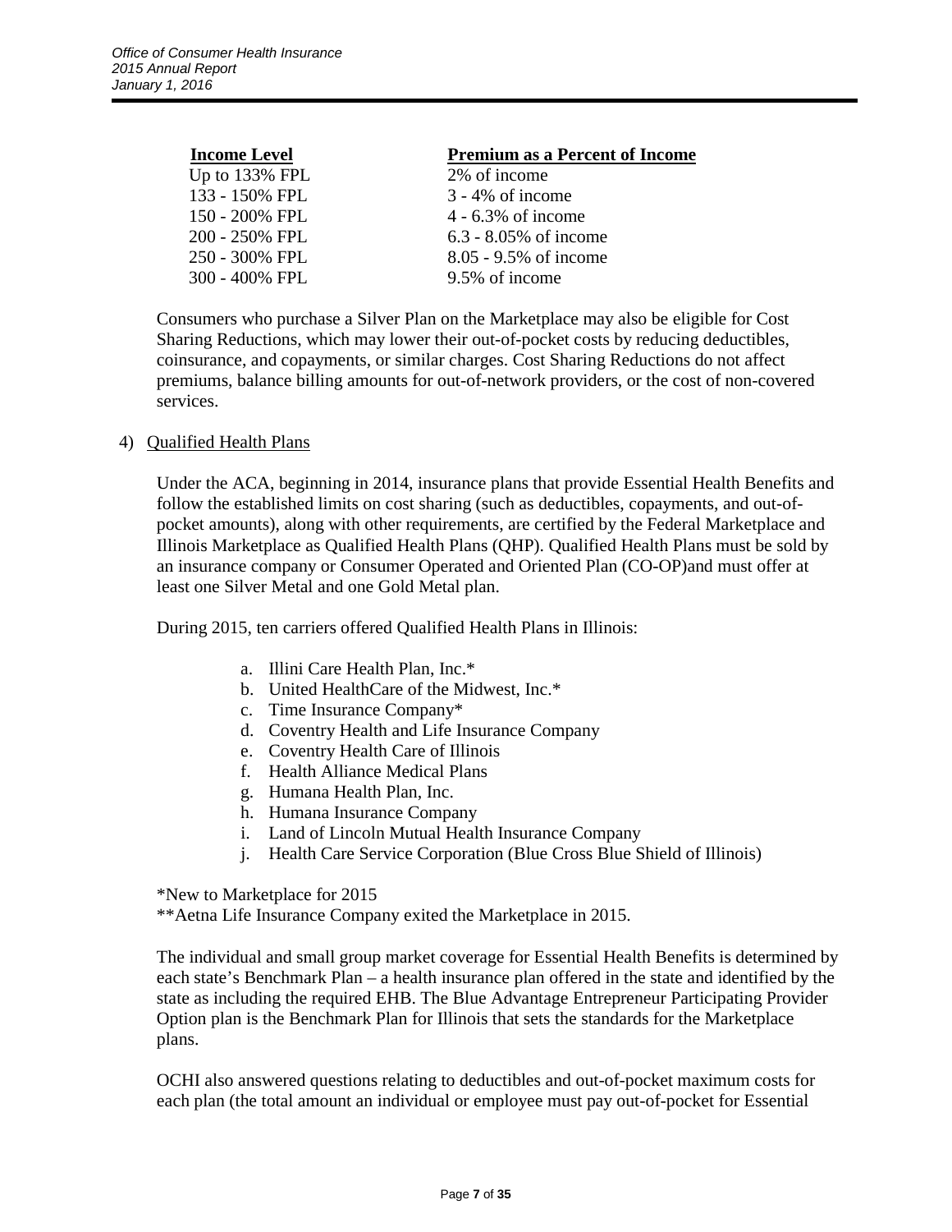| Income Level | Premium as a Percent of Income |
|---|---|
| Up to 133% FPL | 2% of income |
| 133 - 150% FPL | 3 - 4% of income |
| 150 - 200% FPL | 4 - 6.3% of income |
| 200 - 250% FPL | 6.3 - 8.05% of income |
| 250 - 300% FPL | 8.05 - 9.5% of income |
| 300 - 400% FPL | 9.5% of income |

Consumers who purchase a Silver Plan on the Marketplace may also be eligible for Cost Sharing Reductions, which may lower their out-of-pocket costs by reducing deductibles, coinsurance, and copayments, or similar charges. Cost Sharing Reductions do not affect premiums, balance billing amounts for out-of-network providers, or the cost of non-covered services.

4) Qualified Health Plans

Under the ACA, beginning in 2014, insurance plans that provide Essential Health Benefits and follow the established limits on cost sharing (such as deductibles, copayments, and out-of-pocket amounts), along with other requirements, are certified by the Federal Marketplace and Illinois Marketplace as Qualified Health Plans (QHP). Qualified Health Plans must be sold by an insurance company or Consumer Operated and Oriented Plan (CO-OP)and must offer at least one Silver Metal and one Gold Metal plan.

During 2015, ten carriers offered Qualified Health Plans in Illinois:

a. Illini Care Health Plan, Inc.*
b. United HealthCare of the Midwest, Inc.*
c. Time Insurance Company*
d. Coventry Health and Life Insurance Company
e. Coventry Health Care of Illinois
f. Health Alliance Medical Plans
g. Humana Health Plan, Inc.
h. Humana Insurance Company
i. Land of Lincoln Mutual Health Insurance Company
j. Health Care Service Corporation (Blue Cross Blue Shield of Illinois)

*New to Marketplace for 2015
**Aetna Life Insurance Company exited the Marketplace in 2015.

The individual and small group market coverage for Essential Health Benefits is determined by each state's Benchmark Plan – a health insurance plan offered in the state and identified by the state as including the required EHB. The Blue Advantage Entrepreneur Participating Provider Option plan is the Benchmark Plan for Illinois that sets the standards for the Marketplace plans.

OCHI also answered questions relating to deductibles and out-of-pocket maximum costs for each plan (the total amount an individual or employee must pay out-of-pocket for Essential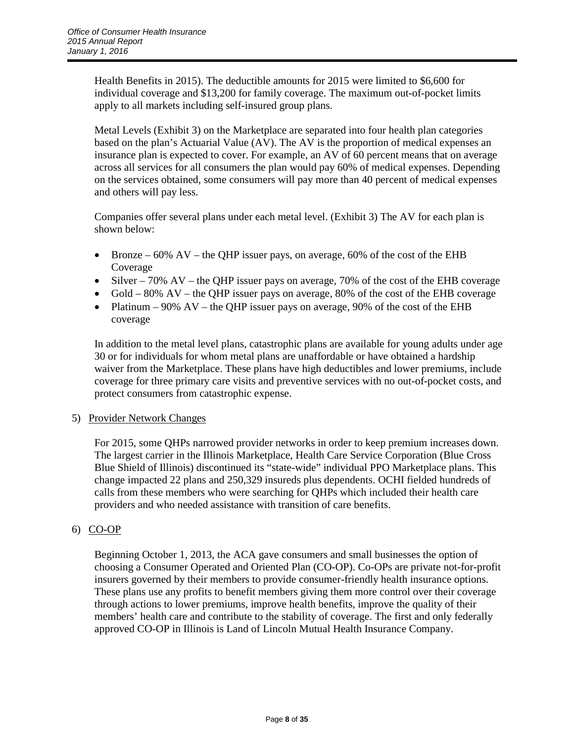Health Benefits in 2015). The deductible amounts for 2015 were limited to $6,600 for individual coverage and $13,200 for family coverage. The maximum out-of-pocket limits apply to all markets including self-insured group plans.

Metal Levels (Exhibit 3) on the Marketplace are separated into four health plan categories based on the plan's Actuarial Value (AV). The AV is the proportion of medical expenses an insurance plan is expected to cover. For example, an AV of 60 percent means that on average across all services for all consumers the plan would pay 60% of medical expenses. Depending on the services obtained, some consumers will pay more than 40 percent of medical expenses and others will pay less.

Companies offer several plans under each metal level. (Exhibit 3) The AV for each plan is shown below:

- Bronze – 60% AV – the QHP issuer pays, on average, 60% of the cost of the EHB Coverage
- Silver – 70% AV – the QHP issuer pays on average, 70% of the cost of the EHB coverage
- Gold – 80% AV – the QHP issuer pays on average, 80% of the cost of the EHB coverage
- Platinum – 90% AV – the QHP issuer pays on average, 90% of the cost of the EHB coverage

In addition to the metal level plans, catastrophic plans are available for young adults under age 30 or for individuals for whom metal plans are unaffordable or have obtained a hardship waiver from the Marketplace. These plans have high deductibles and lower premiums, include coverage for three primary care visits and preventive services with no out-of-pocket costs, and protect consumers from catastrophic expense.

5) Provider Network Changes

For 2015, some QHPs narrowed provider networks in order to keep premium increases down. The largest carrier in the Illinois Marketplace, Health Care Service Corporation (Blue Cross Blue Shield of Illinois) discontinued its "state-wide" individual PPO Marketplace plans. This change impacted 22 plans and 250,329 insureds plus dependents. OCHI fielded hundreds of calls from these members who were searching for QHPs which included their health care providers and who needed assistance with transition of care benefits.

6) CO-OP

Beginning October 1, 2013, the ACA gave consumers and small businesses the option of choosing a Consumer Operated and Oriented Plan (CO-OP). Co-OPs are private not-for-profit insurers governed by their members to provide consumer-friendly health insurance options. These plans use any profits to benefit members giving them more control over their coverage through actions to lower premiums, improve health benefits, improve the quality of their members' health care and contribute to the stability of coverage. The first and only federally approved CO-OP in Illinois is Land of Lincoln Mutual Health Insurance Company.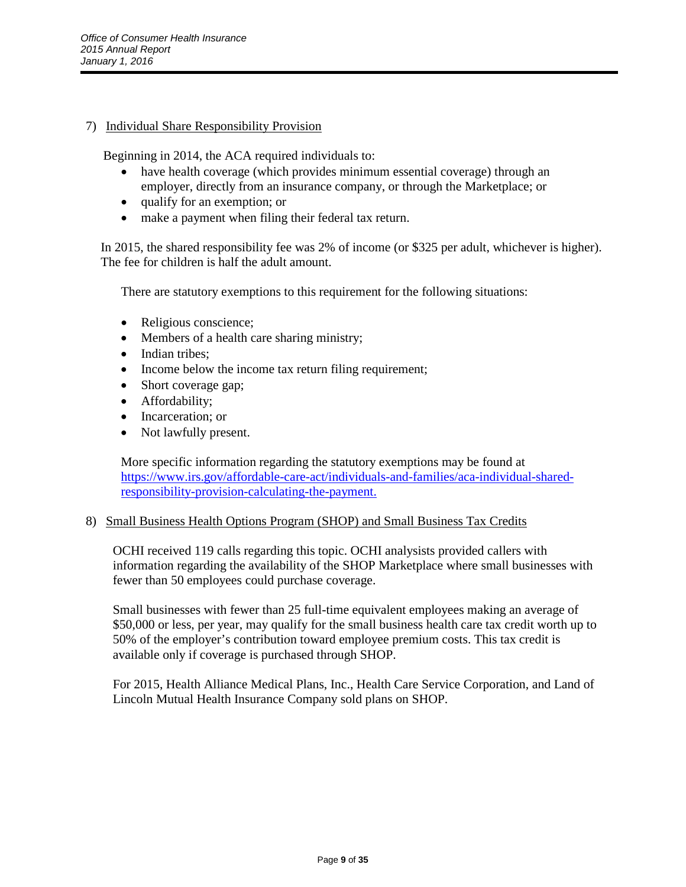7) Individual Share Responsibility Provision

Beginning in 2014, the ACA required individuals to:

- have health coverage (which provides minimum essential coverage) through an employer, directly from an insurance company, or through the Marketplace; or
- qualify for an exemption; or
- make a payment when filing their federal tax return.

In 2015, the shared responsibility fee was 2% of income (or $325 per adult, whichever is higher). The fee for children is half the adult amount.

There are statutory exemptions to this requirement for the following situations:

- Religious conscience;
- Members of a health care sharing ministry;
- Indian tribes;
- Income below the income tax return filing requirement;
- Short coverage gap;
- Affordability;
- Incarceration; or
- Not lawfully present.

More specific information regarding the statutory exemptions may be found at https://www.irs.gov/affordable-care-act/individuals-and-families/aca-individual-shared-responsibility-provision-calculating-the-payment.

8) Small Business Health Options Program (SHOP) and Small Business Tax Credits

OCHI received 119 calls regarding this topic. OCHI analysists provided callers with information regarding the availability of the SHOP Marketplace where small businesses with fewer than 50 employees could purchase coverage.

Small businesses with fewer than 25 full-time equivalent employees making an average of $50,000 or less, per year, may qualify for the small business health care tax credit worth up to 50% of the employer's contribution toward employee premium costs. This tax credit is available only if coverage is purchased through SHOP.

For 2015, Health Alliance Medical Plans, Inc., Health Care Service Corporation, and Land of Lincoln Mutual Health Insurance Company sold plans on SHOP.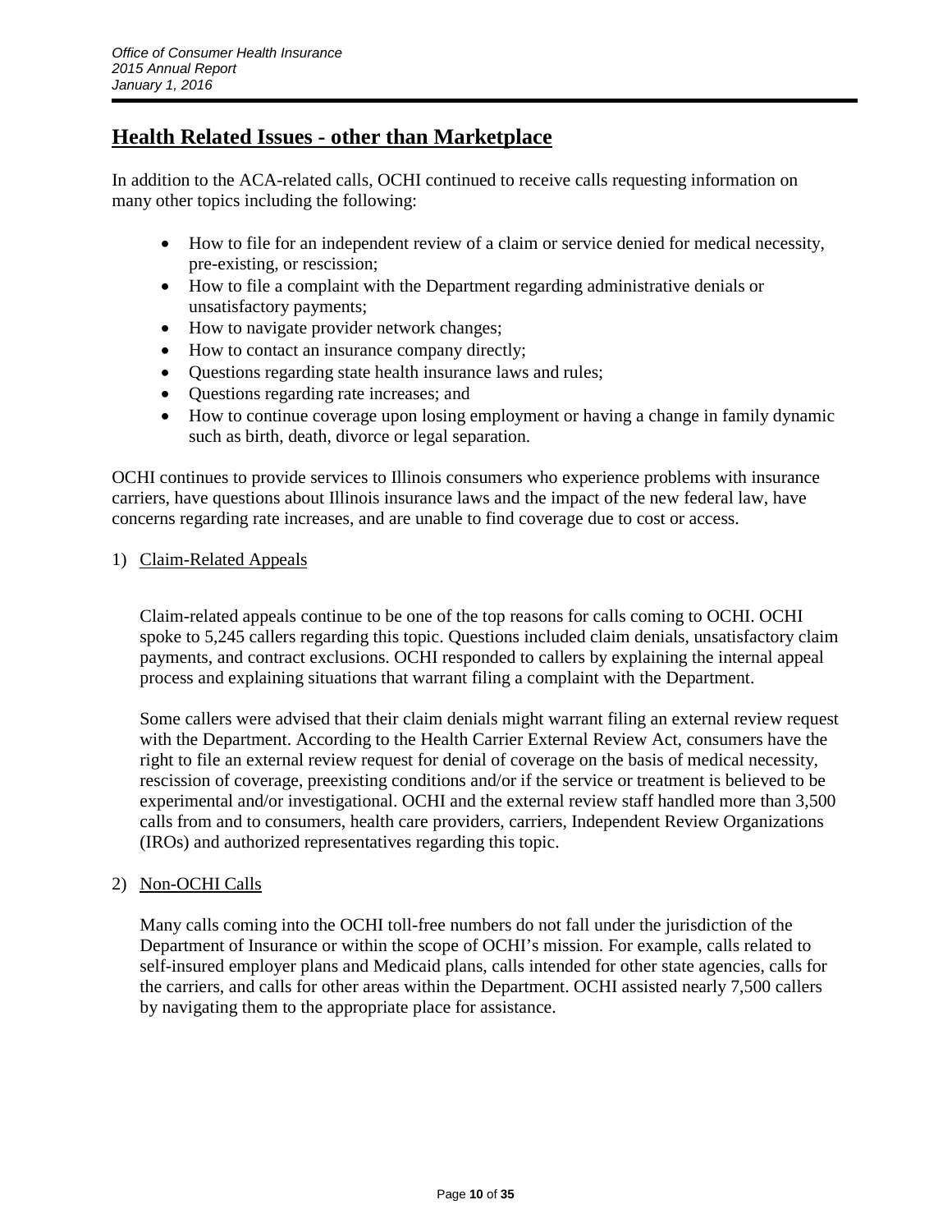## Health Related Issues - other than Marketplace

In addition to the ACA-related calls, OCHI continued to receive calls requesting information on many other topics including the following:

- How to file for an independent review of a claim or service denied for medical necessity, pre-existing, or rescission;
- How to file a complaint with the Department regarding administrative denials or unsatisfactory payments;
- How to navigate provider network changes;
- How to contact an insurance company directly;
- Questions regarding state health insurance laws and rules;
- Questions regarding rate increases; and
- How to continue coverage upon losing employment or having a change in family dynamic such as birth, death, divorce or legal separation.

OCHI continues to provide services to Illinois consumers who experience problems with insurance carriers, have questions about Illinois insurance laws and the impact of the new federal law, have concerns regarding rate increases, and are unable to find coverage due to cost or access.

1) Claim-Related Appeals

Claim-related appeals continue to be one of the top reasons for calls coming to OCHI. OCHI spoke to 5,245 callers regarding this topic. Questions included claim denials, unsatisfactory claim payments, and contract exclusions. OCHI responded to callers by explaining the internal appeal process and explaining situations that warrant filing a complaint with the Department.

Some callers were advised that their claim denials might warrant filing an external review request with the Department. According to the Health Carrier External Review Act, consumers have the right to file an external review request for denial of coverage on the basis of medical necessity, rescission of coverage, preexisting conditions and/or if the service or treatment is believed to be experimental and/or investigational. OCHI and the external review staff handled more than 3,500 calls from and to consumers, health care providers, carriers, Independent Review Organizations (IROs) and authorized representatives regarding this topic.

2) Non-OCHI Calls

Many calls coming into the OCHI toll-free numbers do not fall under the jurisdiction of the Department of Insurance or within the scope of OCHI's mission. For example, calls related to self-insured employer plans and Medicaid plans, calls intended for other state agencies, calls for the carriers, and calls for other areas within the Department. OCHI assisted nearly 7,500 callers by navigating them to the appropriate place for assistance.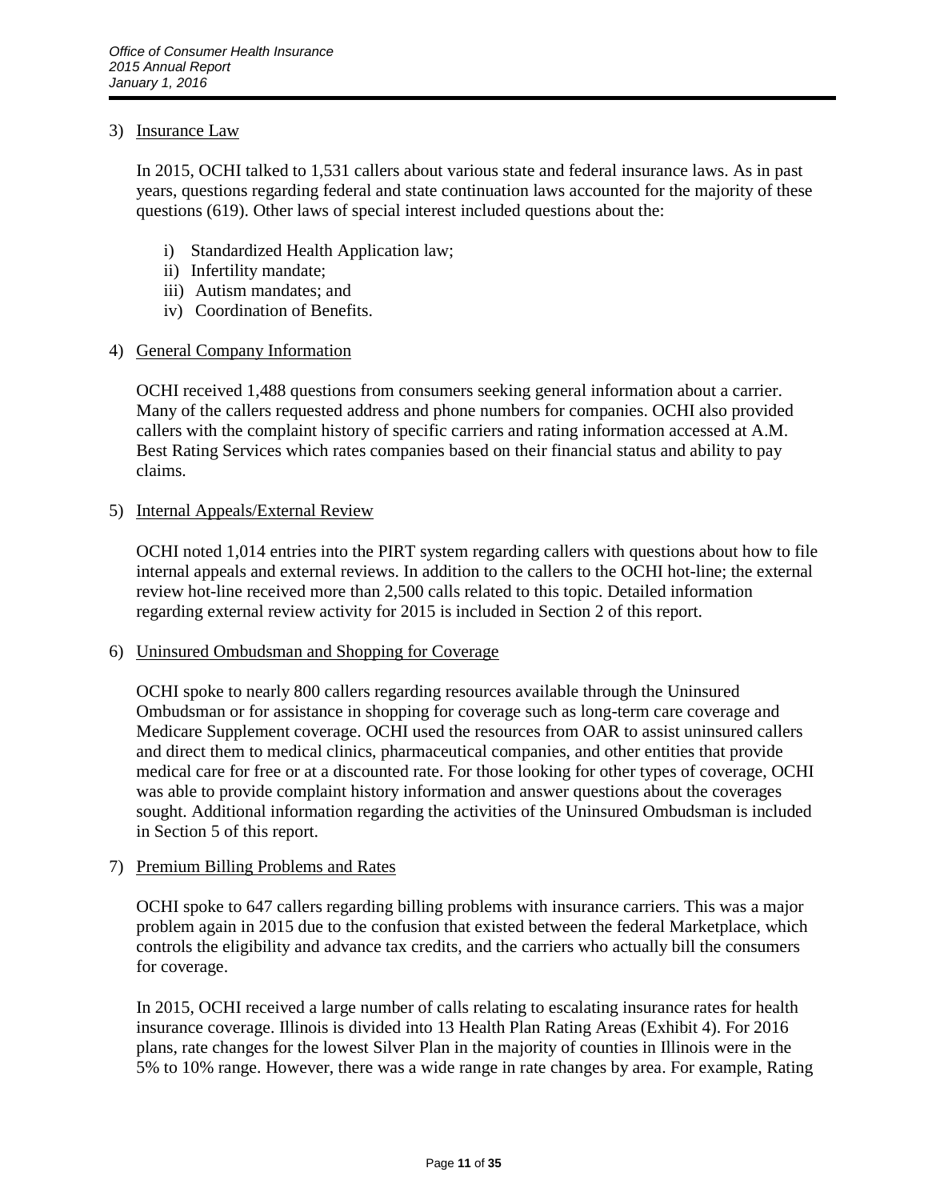3) Insurance Law

   In 2015, OCHI talked to 1,531 callers about various state and federal insurance laws. As in past years, questions regarding federal and state continuation laws accounted for the majority of these questions (619). Other laws of special interest included questions about the:

   i) Standardized Health Application law;
   ii) Infertility mandate;
   iii) Autism mandates; and
   iv) Coordination of Benefits.

4) General Company Information

   OCHI received 1,488 questions from consumers seeking general information about a carrier. Many of the callers requested address and phone numbers for companies. OCHI also provided callers with the complaint history of specific carriers and rating information accessed at A.M. Best Rating Services which rates companies based on their financial status and ability to pay claims.

5) Internal Appeals/External Review

   OCHI noted 1,014 entries into the PIRT system regarding callers with questions about how to file internal appeals and external reviews. In addition to the callers to the OCHI hot-line; the external review hot-line received more than 2,500 calls related to this topic. Detailed information regarding external review activity for 2015 is included in Section 2 of this report.

6) Uninsured Ombudsman and Shopping for Coverage

   OCHI spoke to nearly 800 callers regarding resources available through the Uninsured Ombudsman or for assistance in shopping for coverage such as long-term care coverage and Medicare Supplement coverage. OCHI used the resources from OAR to assist uninsured callers and direct them to medical clinics, pharmaceutical companies, and other entities that provide medical care for free or at a discounted rate. For those looking for other types of coverage, OCHI was able to provide complaint history information and answer questions about the coverages sought. Additional information regarding the activities of the Uninsured Ombudsman is included in Section 5 of this report.

7) Premium Billing Problems and Rates

   OCHI spoke to 647 callers regarding billing problems with insurance carriers. This was a major problem again in 2015 due to the confusion that existed between the federal Marketplace, which controls the eligibility and advance tax credits, and the carriers who actually bill the consumers for coverage.

   In 2015, OCHI received a large number of calls relating to escalating insurance rates for health insurance coverage. Illinois is divided into 13 Health Plan Rating Areas (Exhibit 4). For 2016 plans, rate changes for the lowest Silver Plan in the majority of counties in Illinois were in the 5% to 10% range. However, there was a wide range in rate changes by area. For example, Rating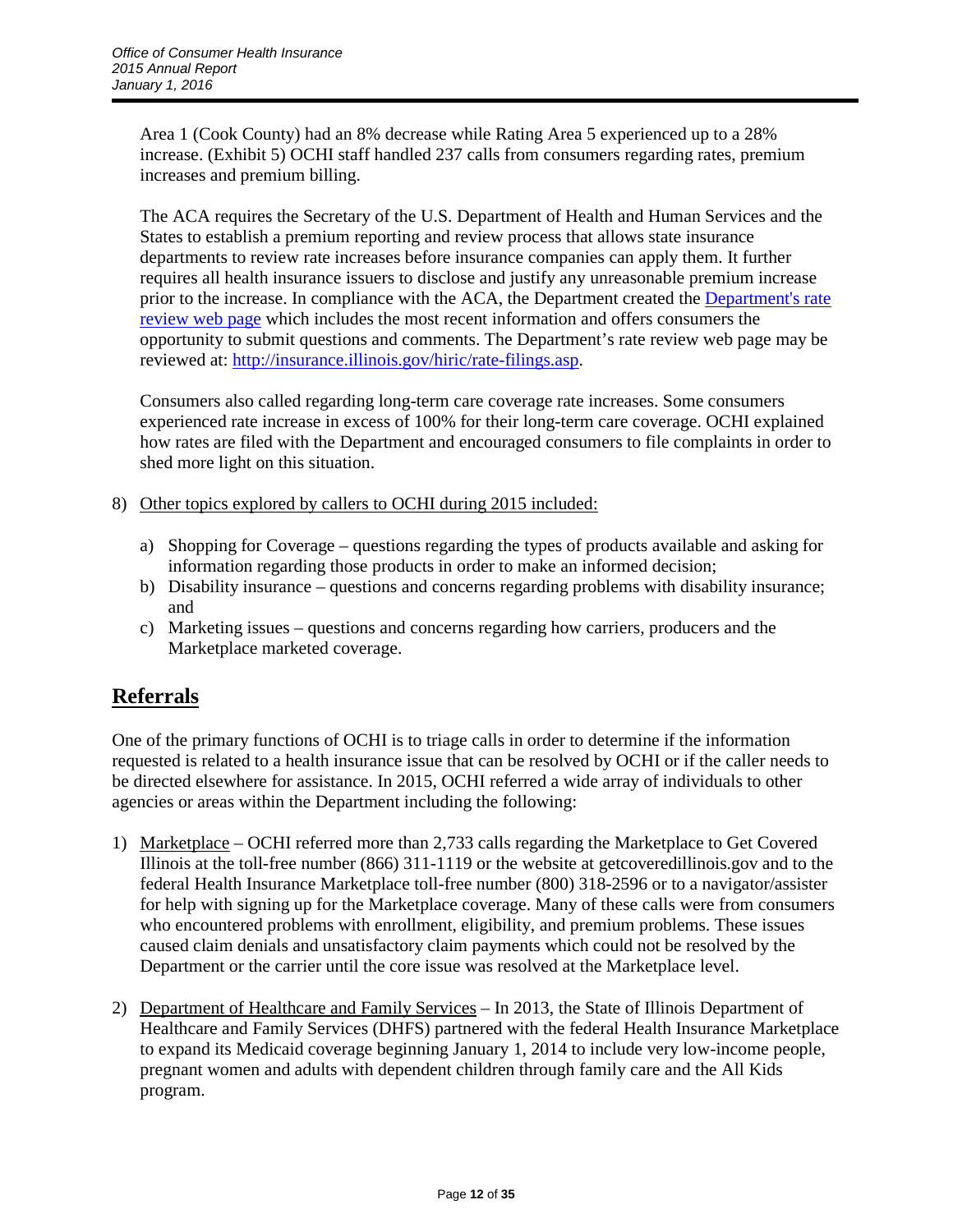Area 1 (Cook County) had an 8% decrease while Rating Area 5 experienced up to a 28% increase. (Exhibit 5) OCHI staff handled 237 calls from consumers regarding rates, premium increases and premium billing.

The ACA requires the Secretary of the U.S. Department of Health and Human Services and the States to establish a premium reporting and review process that allows state insurance departments to review rate increases before insurance companies can apply them. It further requires all health insurance issuers to disclose and justify any unreasonable premium increase prior to the increase. In compliance with the ACA, the Department created the [Department's rate review web page](http://insurance.illinois.gov/hiric/rate-filings.asp) which includes the most recent information and offers consumers the opportunity to submit questions and comments. The Department's rate review web page may be reviewed at: http://insurance.illinois.gov/hiric/rate-filings.asp.

Consumers also called regarding long-term care coverage rate increases. Some consumers experienced rate increase in excess of 100% for their long-term care coverage. OCHI explained how rates are filed with the Department and encouraged consumers to file complaints in order to shed more light on this situation.

8) Other topics explored by callers to OCHI during 2015 included:

   a) Shopping for Coverage – questions regarding the types of products available and asking for information regarding those products in order to make an informed decision;
   b) Disability insurance – questions and concerns regarding problems with disability insurance; and
   c) Marketing issues – questions and concerns regarding how carriers, producers and the Marketplace marketed coverage.

## Referrals

One of the primary functions of OCHI is to triage calls in order to determine if the information requested is related to a health insurance issue that can be resolved by OCHI or if the caller needs to be directed elsewhere for assistance. In 2015, OCHI referred a wide array of individuals to other agencies or areas within the Department including the following:

1) Marketplace – OCHI referred more than 2,733 calls regarding the Marketplace to Get Covered Illinois at the toll-free number (866) 311-1119 or the website at getcoveredillinois.gov and to the federal Health Insurance Marketplace toll-free number (800) 318-2596 or to a navigator/assister for help with signing up for the Marketplace coverage. Many of these calls were from consumers who encountered problems with enrollment, eligibility, and premium problems. These issues caused claim denials and unsatisfactory claim payments which could not be resolved by the Department or the carrier until the core issue was resolved at the Marketplace level.

2) Department of Healthcare and Family Services – In 2013, the State of Illinois Department of Healthcare and Family Services (DHFS) partnered with the federal Health Insurance Marketplace to expand its Medicaid coverage beginning January 1, 2014 to include very low-income people, pregnant women and adults with dependent children through family care and the All Kids program.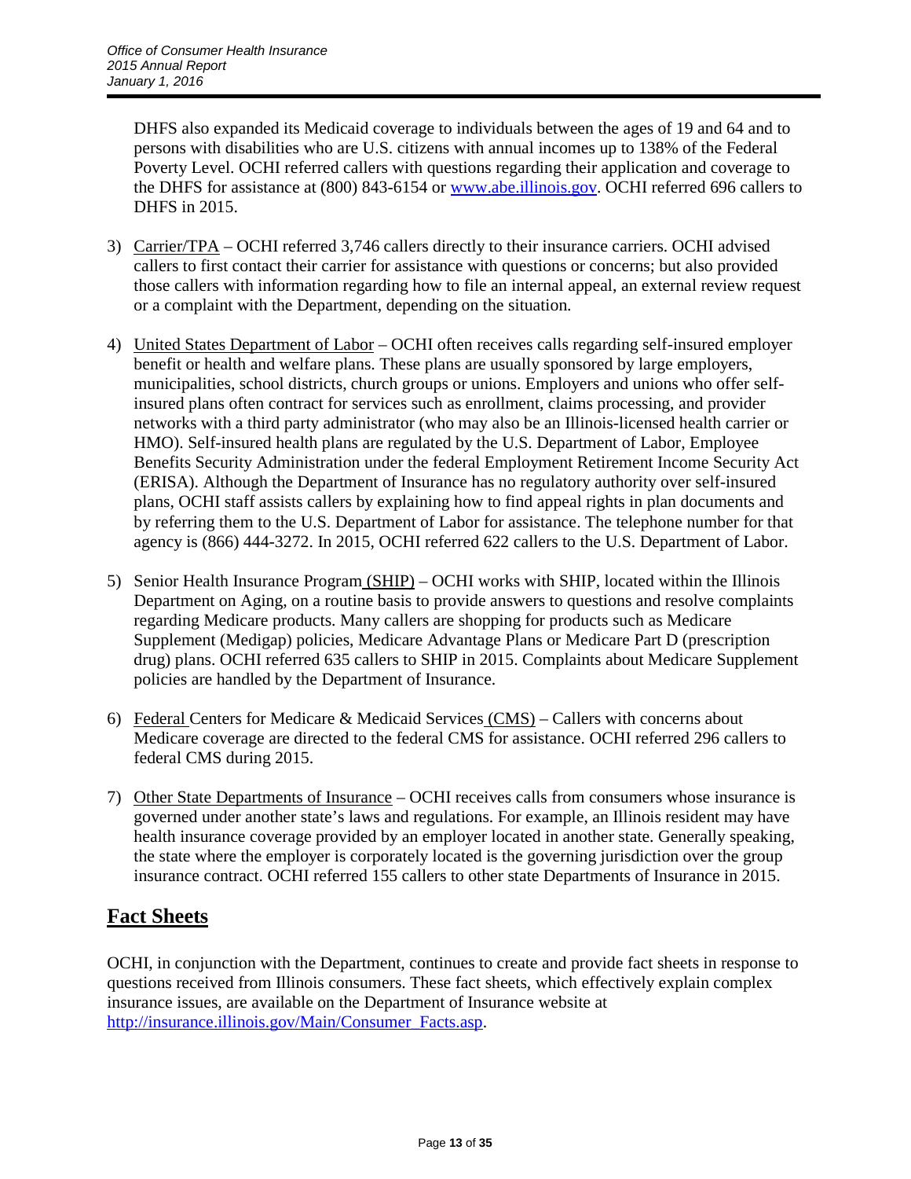DHFS also expanded its Medicaid coverage to individuals between the ages of 19 and 64 and to persons with disabilities who are U.S. citizens with annual incomes up to 138% of the Federal Poverty Level. OCHI referred callers with questions regarding their application and coverage to the DHFS for assistance at (800) 843-6154 or [www.abe.illinois.gov](http://www.abe.illinois.gov). OCHI referred 696 callers to DHFS in 2015.

3) Carrier/TPA – OCHI referred 3,746 callers directly to their insurance carriers. OCHI advised callers to first contact their carrier for assistance with questions or concerns; but also provided those callers with information regarding how to file an internal appeal, an external review request or a complaint with the Department, depending on the situation.

4) United States Department of Labor – OCHI often receives calls regarding self-insured employer benefit or health and welfare plans. These plans are usually sponsored by large employers, municipalities, school districts, church groups or unions. Employers and unions who offer self-insured plans often contract for services such as enrollment, claims processing, and provider networks with a third party administrator (who may also be an Illinois-licensed health carrier or HMO). Self-insured health plans are regulated by the U.S. Department of Labor, Employee Benefits Security Administration under the federal Employment Retirement Income Security Act (ERISA). Although the Department of Insurance has no regulatory authority over self-insured plans, OCHI staff assists callers by explaining how to find appeal rights in plan documents and by referring them to the U.S. Department of Labor for assistance. The telephone number for that agency is (866) 444-3272. In 2015, OCHI referred 622 callers to the U.S. Department of Labor.

5) Senior Health Insurance Program (SHIP) – OCHI works with SHIP, located within the Illinois Department on Aging, on a routine basis to provide answers to questions and resolve complaints regarding Medicare products. Many callers are shopping for products such as Medicare Supplement (Medigap) policies, Medicare Advantage Plans or Medicare Part D (prescription drug) plans. OCHI referred 635 callers to SHIP in 2015. Complaints about Medicare Supplement policies are handled by the Department of Insurance.

6) Federal Centers for Medicare & Medicaid Services (CMS) – Callers with concerns about Medicare coverage are directed to the federal CMS for assistance. OCHI referred 296 callers to federal CMS during 2015.

7) Other State Departments of Insurance – OCHI receives calls from consumers whose insurance is governed under another state's laws and regulations. For example, an Illinois resident may have health insurance coverage provided by an employer located in another state. Generally speaking, the state where the employer is corporately located is the governing jurisdiction over the group insurance contract. OCHI referred 155 callers to other state Departments of Insurance in 2015.

## Fact Sheets

OCHI, in conjunction with the Department, continues to create and provide fact sheets in response to questions received from Illinois consumers. These fact sheets, which effectively explain complex insurance issues, are available on the Department of Insurance website at [http://insurance.illinois.gov/Main/Consumer_Facts.asp](http://insurance.illinois.gov/Main/Consumer_Facts.asp).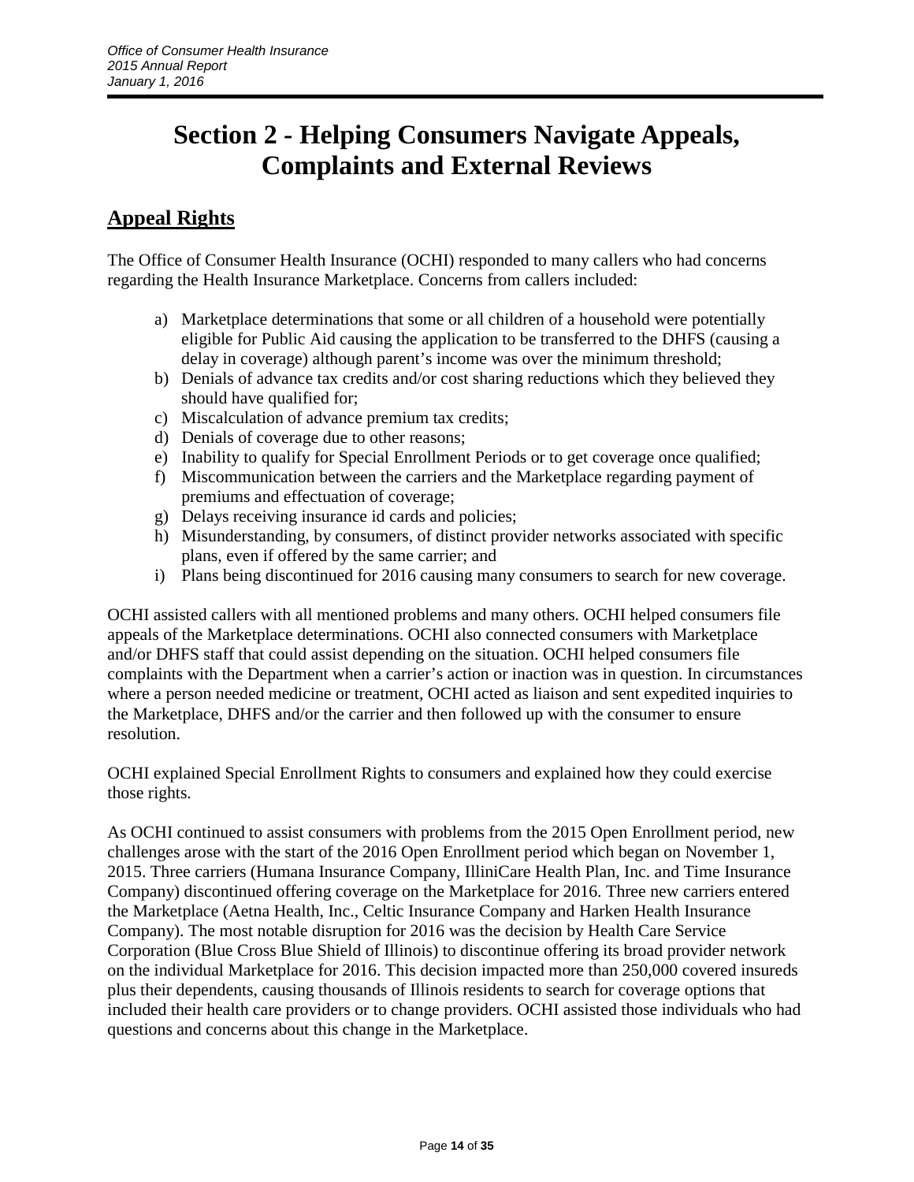# Section 2 - Helping Consumers Navigate Appeals, Complaints and External Reviews

## Appeal Rights

The Office of Consumer Health Insurance (OCHI) responded to many callers who had concerns regarding the Health Insurance Marketplace. Concerns from callers included:

a) Marketplace determinations that some or all children of a household were potentially eligible for Public Aid causing the application to be transferred to the DHFS (causing a delay in coverage) although parent's income was over the minimum threshold;
b) Denials of advance tax credits and/or cost sharing reductions which they believed they should have qualified for;
c) Miscalculation of advance premium tax credits;
d) Denials of coverage due to other reasons;
e) Inability to qualify for Special Enrollment Periods or to get coverage once qualified;
f) Miscommunication between the carriers and the Marketplace regarding payment of premiums and effectuation of coverage;
g) Delays receiving insurance id cards and policies;
h) Misunderstanding, by consumers, of distinct provider networks associated with specific plans, even if offered by the same carrier; and
i) Plans being discontinued for 2016 causing many consumers to search for new coverage.

OCHI assisted callers with all mentioned problems and many others. OCHI helped consumers file appeals of the Marketplace determinations. OCHI also connected consumers with Marketplace and/or DHFS staff that could assist depending on the situation. OCHI helped consumers file complaints with the Department when a carrier's action or inaction was in question. In circumstances where a person needed medicine or treatment, OCHI acted as liaison and sent expedited inquiries to the Marketplace, DHFS and/or the carrier and then followed up with the consumer to ensure resolution.

OCHI explained Special Enrollment Rights to consumers and explained how they could exercise those rights.

As OCHI continued to assist consumers with problems from the 2015 Open Enrollment period, new challenges arose with the start of the 2016 Open Enrollment period which began on November 1, 2015. Three carriers (Humana Insurance Company, IlliniCare Health Plan, Inc. and Time Insurance Company) discontinued offering coverage on the Marketplace for 2016. Three new carriers entered the Marketplace (Aetna Health, Inc., Celtic Insurance Company and Harken Health Insurance Company). The most notable disruption for 2016 was the decision by Health Care Service Corporation (Blue Cross Blue Shield of Illinois) to discontinue offering its broad provider network on the individual Marketplace for 2016. This decision impacted more than 250,000 covered insureds plus their dependents, causing thousands of Illinois residents to search for coverage options that included their health care providers or to change providers. OCHI assisted those individuals who had questions and concerns about this change in the Marketplace.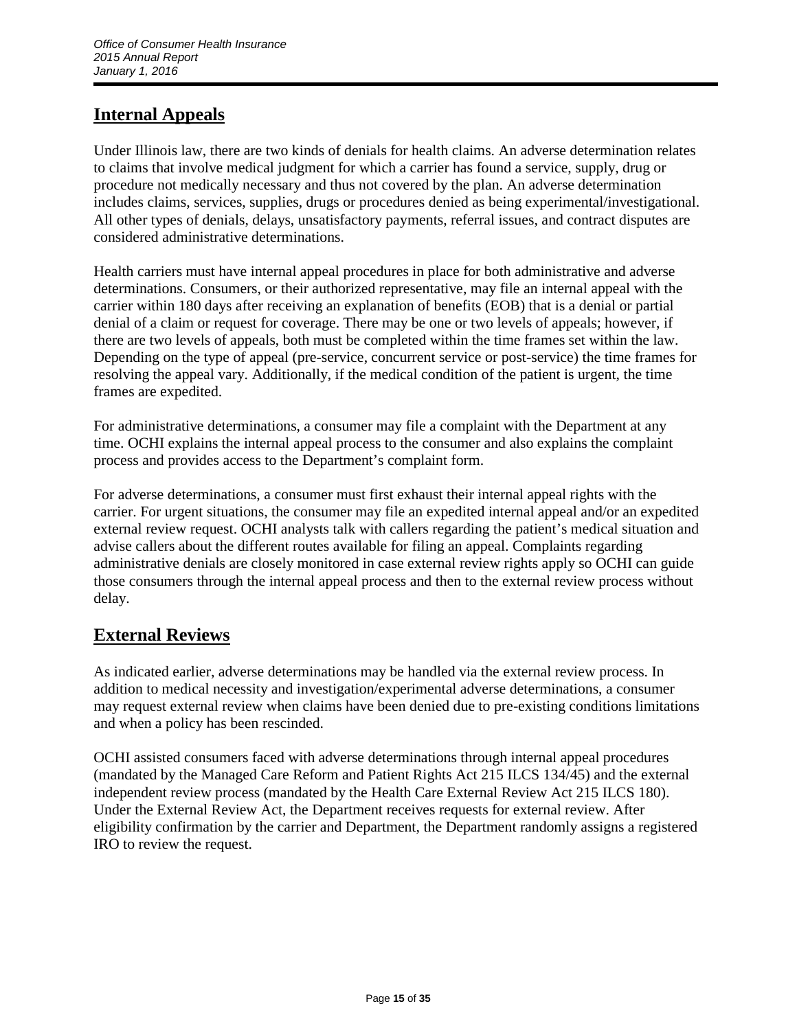## Internal Appeals

Under Illinois law, there are two kinds of denials for health claims. An adverse determination relates to claims that involve medical judgment for which a carrier has found a service, supply, drug or procedure not medically necessary and thus not covered by the plan. An adverse determination includes claims, services, supplies, drugs or procedures denied as being experimental/investigational. All other types of denials, delays, unsatisfactory payments, referral issues, and contract disputes are considered administrative determinations.

Health carriers must have internal appeal procedures in place for both administrative and adverse determinations. Consumers, or their authorized representative, may file an internal appeal with the carrier within 180 days after receiving an explanation of benefits (EOB) that is a denial or partial denial of a claim or request for coverage. There may be one or two levels of appeals; however, if there are two levels of appeals, both must be completed within the time frames set within the law. Depending on the type of appeal (pre-service, concurrent service or post-service) the time frames for resolving the appeal vary. Additionally, if the medical condition of the patient is urgent, the time frames are expedited.

For administrative determinations, a consumer may file a complaint with the Department at any time. OCHI explains the internal appeal process to the consumer and also explains the complaint process and provides access to the Department's complaint form.

For adverse determinations, a consumer must first exhaust their internal appeal rights with the carrier. For urgent situations, the consumer may file an expedited internal appeal and/or an expedited external review request. OCHI analysts talk with callers regarding the patient's medical situation and advise callers about the different routes available for filing an appeal. Complaints regarding administrative denials are closely monitored in case external review rights apply so OCHI can guide those consumers through the internal appeal process and then to the external review process without delay.

## External Reviews

As indicated earlier, adverse determinations may be handled via the external review process. In addition to medical necessity and investigation/experimental adverse determinations, a consumer may request external review when claims have been denied due to pre-existing conditions limitations and when a policy has been rescinded.

OCHI assisted consumers faced with adverse determinations through internal appeal procedures (mandated by the Managed Care Reform and Patient Rights Act 215 ILCS 134/45) and the external independent review process (mandated by the Health Care External Review Act 215 ILCS 180). Under the External Review Act, the Department receives requests for external review. After eligibility confirmation by the carrier and Department, the Department randomly assigns a registered IRO to review the request.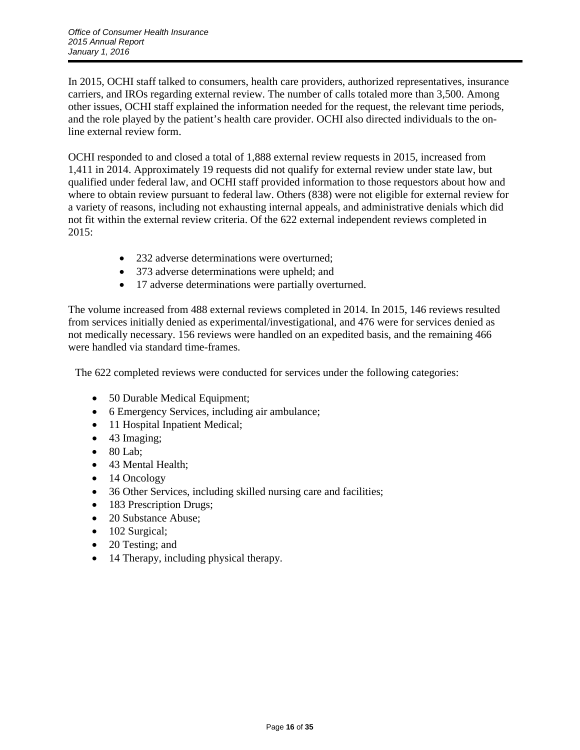In 2015, OCHI staff talked to consumers, health care providers, authorized representatives, insurance carriers, and IROs regarding external review. The number of calls totaled more than 3,500. Among other issues, OCHI staff explained the information needed for the request, the relevant time periods, and the role played by the patient's health care provider. OCHI also directed individuals to the on-line external review form.

OCHI responded to and closed a total of 1,888 external review requests in 2015, increased from 1,411 in 2014. Approximately 19 requests did not qualify for external review under state law, but qualified under federal law, and OCHI staff provided information to those requestors about how and where to obtain review pursuant to federal law. Others (838) were not eligible for external review for a variety of reasons, including not exhausting internal appeals, and administrative denials which did not fit within the external review criteria. Of the 622 external independent reviews completed in 2015:

- 232 adverse determinations were overturned;
- 373 adverse determinations were upheld; and
- 17 adverse determinations were partially overturned.

The volume increased from 488 external reviews completed in 2014. In 2015, 146 reviews resulted from services initially denied as experimental/investigational, and 476 were for services denied as not medically necessary. 156 reviews were handled on an expedited basis, and the remaining 466 were handled via standard time-frames.

The 622 completed reviews were conducted for services under the following categories:

- 50 Durable Medical Equipment;
- 6 Emergency Services, including air ambulance;
- 11 Hospital Inpatient Medical;
- 43 Imaging;
- 80 Lab;
- 43 Mental Health;
- 14 Oncology
- 36 Other Services, including skilled nursing care and facilities;
- 183 Prescription Drugs;
- 20 Substance Abuse;
- 102 Surgical;
- 20 Testing; and
- 14 Therapy, including physical therapy.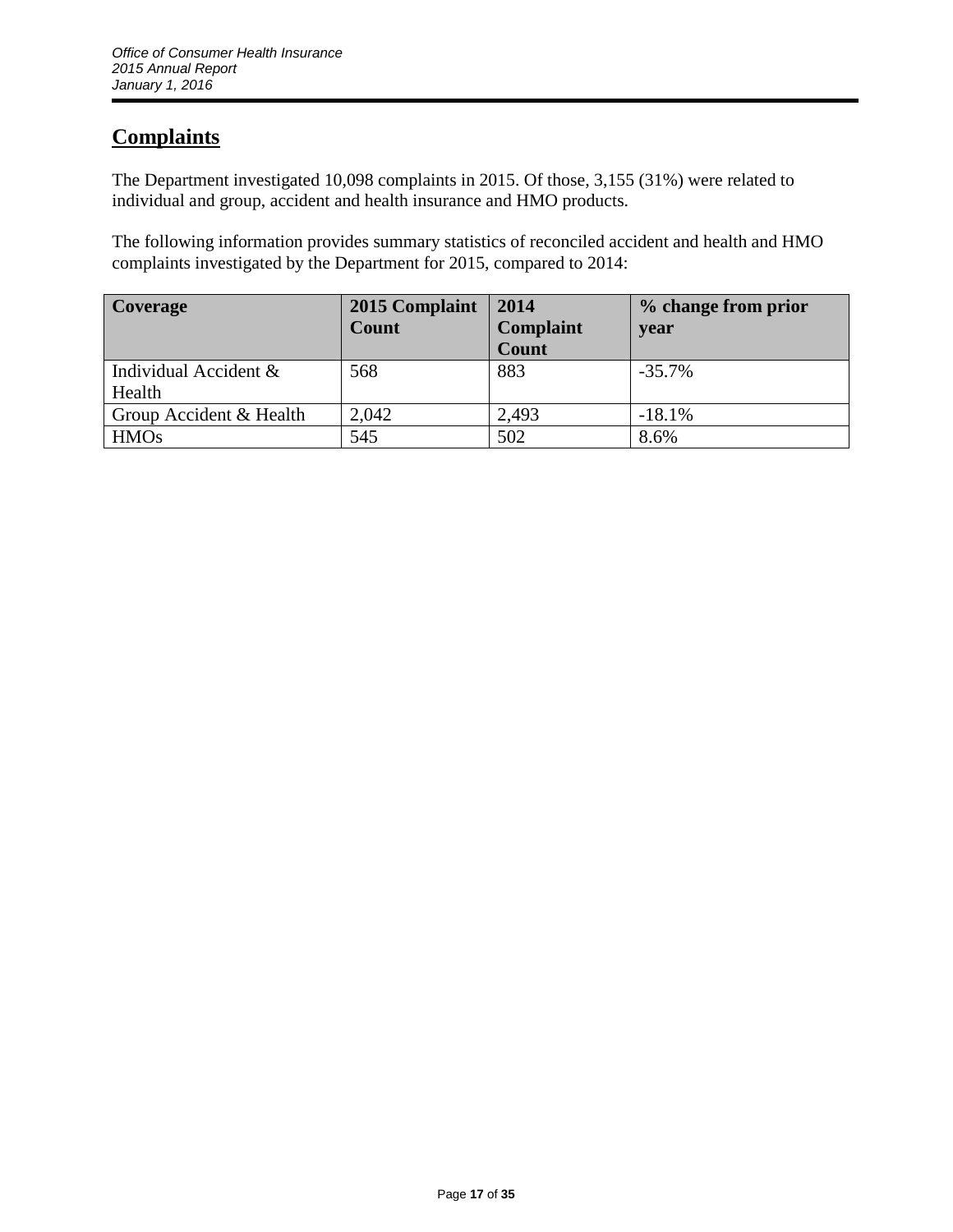## Complaints

The Department investigated 10,098 complaints in 2015. Of those, 3,155 (31%) were related to individual and group, accident and health insurance and HMO products.

The following information provides summary statistics of reconciled accident and health and HMO complaints investigated by the Department for 2015, compared to 2014:

| Coverage | 2015 Complaint Count | 2014 Complaint Count | % change from prior year |
|---|---|---|---|
| Individual Accident & Health | 568 | 883 | -35.7% |
| Group Accident & Health | 2,042 | 2,493 | -18.1% |
| HMOs | 545 | 502 | 8.6% |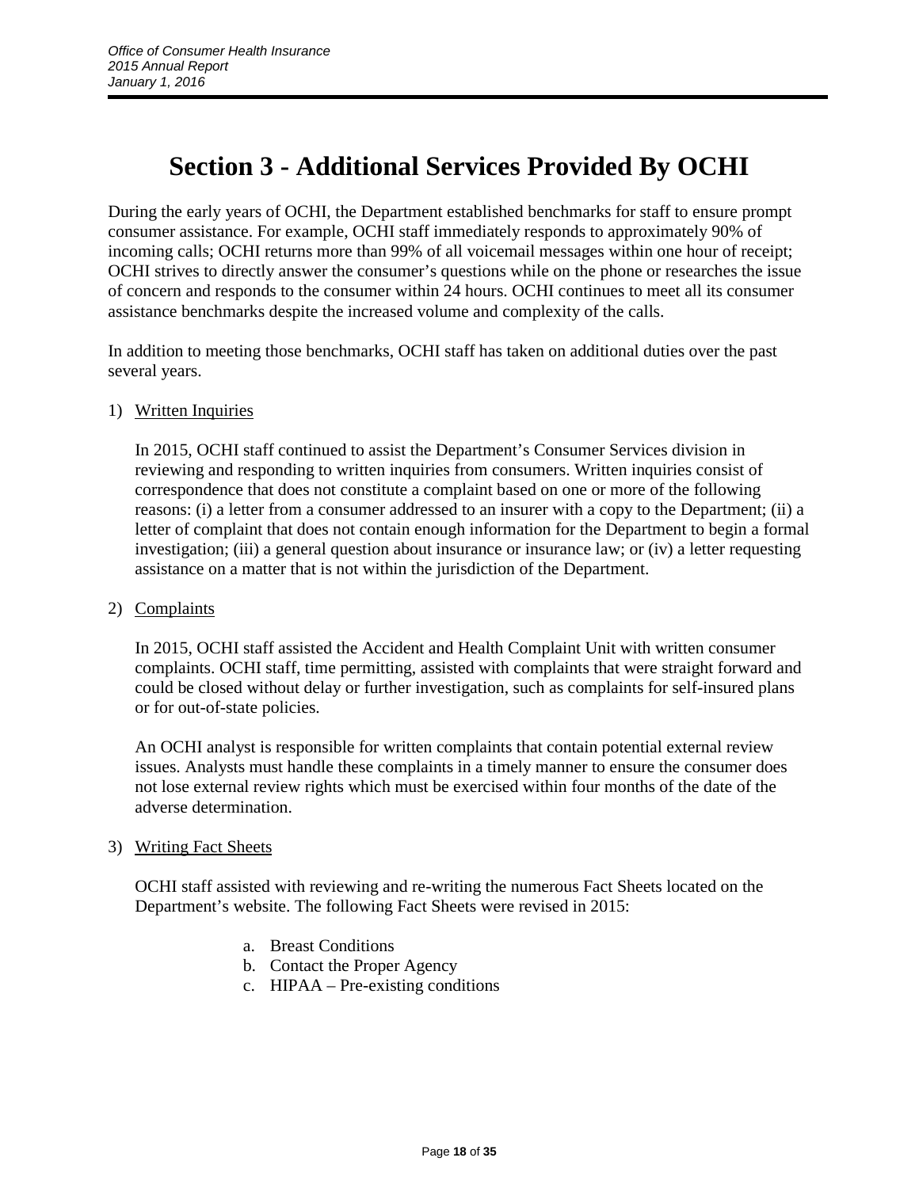# Section 3 - Additional Services Provided By OCHI

During the early years of OCHI, the Department established benchmarks for staff to ensure prompt consumer assistance. For example, OCHI staff immediately responds to approximately 90% of incoming calls; OCHI returns more than 99% of all voicemail messages within one hour of receipt; OCHI strives to directly answer the consumer's questions while on the phone or researches the issue of concern and responds to the consumer within 24 hours. OCHI continues to meet all its consumer assistance benchmarks despite the increased volume and complexity of the calls.

In addition to meeting those benchmarks, OCHI staff has taken on additional duties over the past several years.

1) <u>Written Inquiries</u>

   In 2015, OCHI staff continued to assist the Department's Consumer Services division in reviewing and responding to written inquiries from consumers. Written inquiries consist of correspondence that does not constitute a complaint based on one or more of the following reasons: (i) a letter from a consumer addressed to an insurer with a copy to the Department; (ii) a letter of complaint that does not contain enough information for the Department to begin a formal investigation; (iii) a general question about insurance or insurance law; or (iv) a letter requesting assistance on a matter that is not within the jurisdiction of the Department.

2) <u>Complaints</u>

   In 2015, OCHI staff assisted the Accident and Health Complaint Unit with written consumer complaints. OCHI staff, time permitting, assisted with complaints that were straight forward and could be closed without delay or further investigation, such as complaints for self-insured plans or for out-of-state policies.

   An OCHI analyst is responsible for written complaints that contain potential external review issues. Analysts must handle these complaints in a timely manner to ensure the consumer does not lose external review rights which must be exercised within four months of the date of the adverse determination.

3) <u>Writing Fact Sheets</u>

   OCHI staff assisted with reviewing and re-writing the numerous Fact Sheets located on the Department's website. The following Fact Sheets were revised in 2015:

   a. Breast Conditions
   b. Contact the Proper Agency
   c. HIPAA – Pre-existing conditions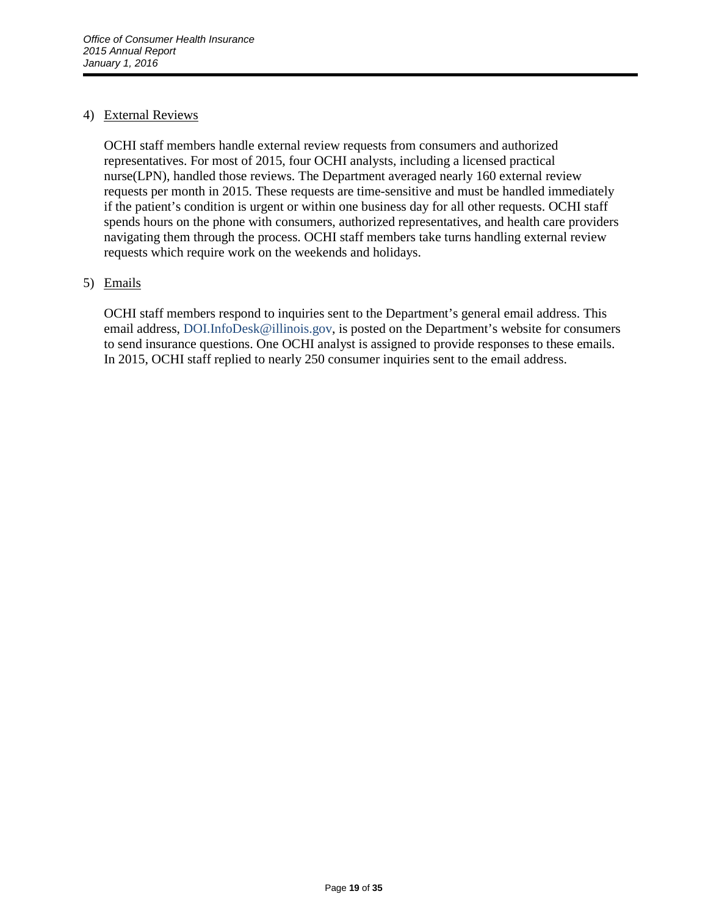4) <u>External Reviews</u>

   OCHI staff members handle external review requests from consumers and authorized representatives. For most of 2015, four OCHI analysts, including a licensed practical nurse(LPN), handled those reviews. The Department averaged nearly 160 external review requests per month in 2015. These requests are time-sensitive and must be handled immediately if the patient's condition is urgent or within one business day for all other requests. OCHI staff spends hours on the phone with consumers, authorized representatives, and health care providers navigating them through the process. OCHI staff members take turns handling external review requests which require work on the weekends and holidays.

5) <u>Emails</u>

   OCHI staff members respond to inquiries sent to the Department's general email address. This email address, DOI.InfoDesk@illinois.gov, is posted on the Department's website for consumers to send insurance questions. One OCHI analyst is assigned to provide responses to these emails. In 2015, OCHI staff replied to nearly 250 consumer inquiries sent to the email address.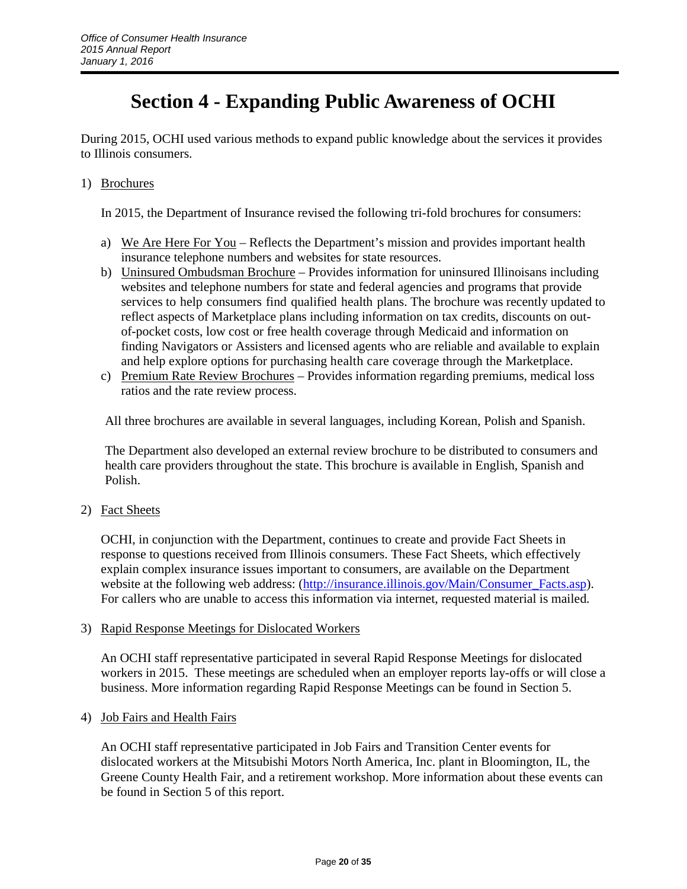# Section 4 - Expanding Public Awareness of OCHI

During 2015, OCHI used various methods to expand public knowledge about the services it provides to Illinois consumers.

1) Brochures

   In 2015, the Department of Insurance revised the following tri-fold brochures for consumers:

   a) We Are Here For You – Reflects the Department's mission and provides important health insurance telephone numbers and websites for state resources.
   b) Uninsured Ombudsman Brochure – Provides information for uninsured Illinoisans including websites and telephone numbers for state and federal agencies and programs that provide services to help consumers find qualified health plans. The brochure was recently updated to reflect aspects of Marketplace plans including information on tax credits, discounts on out-of-pocket costs, low cost or free health coverage through Medicaid and information on finding Navigators or Assisters and licensed agents who are reliable and available to explain and help explore options for purchasing health care coverage through the Marketplace.
   c) Premium Rate Review Brochures – Provides information regarding premiums, medical loss ratios and the rate review process.

   All three brochures are available in several languages, including Korean, Polish and Spanish.

   The Department also developed an external review brochure to be distributed to consumers and health care providers throughout the state. This brochure is available in English, Spanish and Polish.

2) Fact Sheets

   OCHI, in conjunction with the Department, continues to create and provide Fact Sheets in response to questions received from Illinois consumers. These Fact Sheets, which effectively explain complex insurance issues important to consumers, are available on the Department website at the following web address: (http://insurance.illinois.gov/Main/Consumer_Facts.asp). For callers who are unable to access this information via internet, requested material is mailed.

3) Rapid Response Meetings for Dislocated Workers

   An OCHI staff representative participated in several Rapid Response Meetings for dislocated workers in 2015. These meetings are scheduled when an employer reports lay-offs or will close a business. More information regarding Rapid Response Meetings can be found in Section 5.

4) Job Fairs and Health Fairs

   An OCHI staff representative participated in Job Fairs and Transition Center events for dislocated workers at the Mitsubishi Motors North America, Inc. plant in Bloomington, IL, the Greene County Health Fair, and a retirement workshop. More information about these events can be found in Section 5 of this report.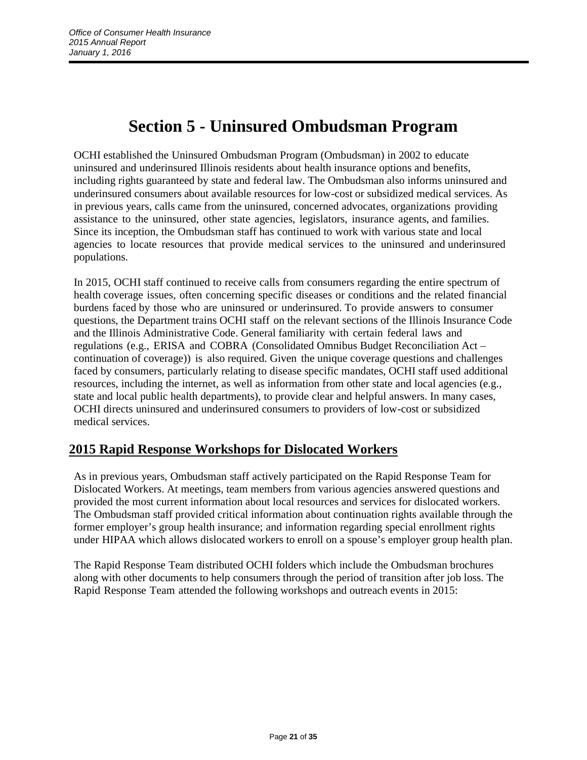# Section 5 - Uninsured Ombudsman Program

OCHI established the Uninsured Ombudsman Program (Ombudsman) in 2002 to educate uninsured and underinsured Illinois residents about health insurance options and benefits, including rights guaranteed by state and federal law. The Ombudsman also informs uninsured and underinsured consumers about available resources for low-cost or subsidized medical services. As in previous years, calls came from the uninsured, concerned advocates, organizations providing assistance to the uninsured, other state agencies, legislators, insurance agents, and families. Since its inception, the Ombudsman staff has continued to work with various state and local agencies to locate resources that provide medical services to the uninsured and underinsured populations.

In 2015, OCHI staff continued to receive calls from consumers regarding the entire spectrum of health coverage issues, often concerning specific diseases or conditions and the related financial burdens faced by those who are uninsured or underinsured. To provide answers to consumer questions, the Department trains OCHI staff on the relevant sections of the Illinois Insurance Code and the Illinois Administrative Code. General familiarity with certain federal laws and regulations (e.g., ERISA and COBRA (Consolidated Omnibus Budget Reconciliation Act – continuation of coverage)) is also required. Given the unique coverage questions and challenges faced by consumers, particularly relating to disease specific mandates, OCHI staff used additional resources, including the internet, as well as information from other state and local agencies (e.g., state and local public health departments), to provide clear and helpful answers. In many cases, OCHI directs uninsured and underinsured consumers to providers of low-cost or subsidized medical services.

## 2015 Rapid Response Workshops for Dislocated Workers

As in previous years, Ombudsman staff actively participated on the Rapid Response Team for Dislocated Workers. At meetings, team members from various agencies answered questions and provided the most current information about local resources and services for dislocated workers. The Ombudsman staff provided critical information about continuation rights available through the former employer's group health insurance; and information regarding special enrollment rights under HIPAA which allows dislocated workers to enroll on a spouse's employer group health plan.

The Rapid Response Team distributed OCHI folders which include the Ombudsman brochures along with other documents to help consumers through the period of transition after job loss. The Rapid Response Team attended the following workshops and outreach events in 2015: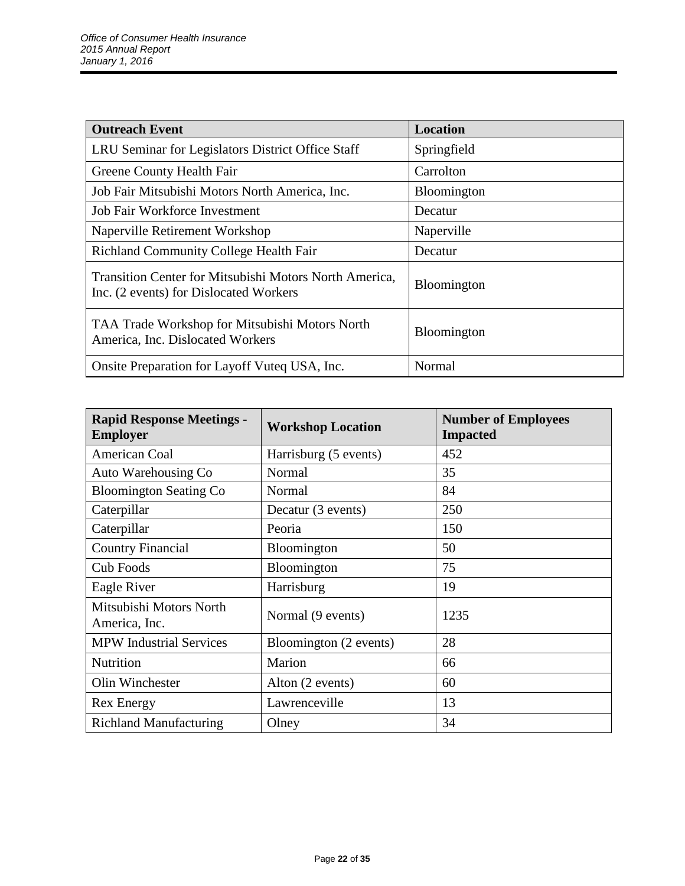| Outreach Event | Location |
|---|---|
| LRU Seminar for Legislators District Office Staff | Springfield |
| Greene County Health Fair | Carrolton |
| Job Fair Mitsubishi Motors North America, Inc. | Bloomington |
| Job Fair Workforce Investment | Decatur |
| Naperville Retirement Workshop | Naperville |
| Richland Community College Health Fair | Decatur |
| Transition Center for Mitsubishi Motors North America, Inc. (2 events) for Dislocated Workers | Bloomington |
| TAA Trade Workshop for Mitsubishi Motors North America, Inc. Dislocated Workers | Bloomington |
| Onsite Preparation for Layoff Vuteq USA, Inc. | Normal |

| Rapid Response Meetings - Employer | Workshop Location | Number of Employees Impacted |
|---|---|---|
| American Coal | Harrisburg (5 events) | 452 |
| Auto Warehousing Co | Normal | 35 |
| Bloomington Seating Co | Normal | 84 |
| Caterpillar | Decatur (3 events) | 250 |
| Caterpillar | Peoria | 150 |
| Country Financial | Bloomington | 50 |
| Cub Foods | Bloomington | 75 |
| Eagle River | Harrisburg | 19 |
| Mitsubishi Motors North America, Inc. | Normal (9 events) | 1235 |
| MPW Industrial Services | Bloomington (2 events) | 28 |
| Nutrition | Marion | 66 |
| Olin Winchester | Alton (2 events) | 60 |
| Rex Energy | Lawrenceville | 13 |
| Richland Manufacturing | Olney | 34 |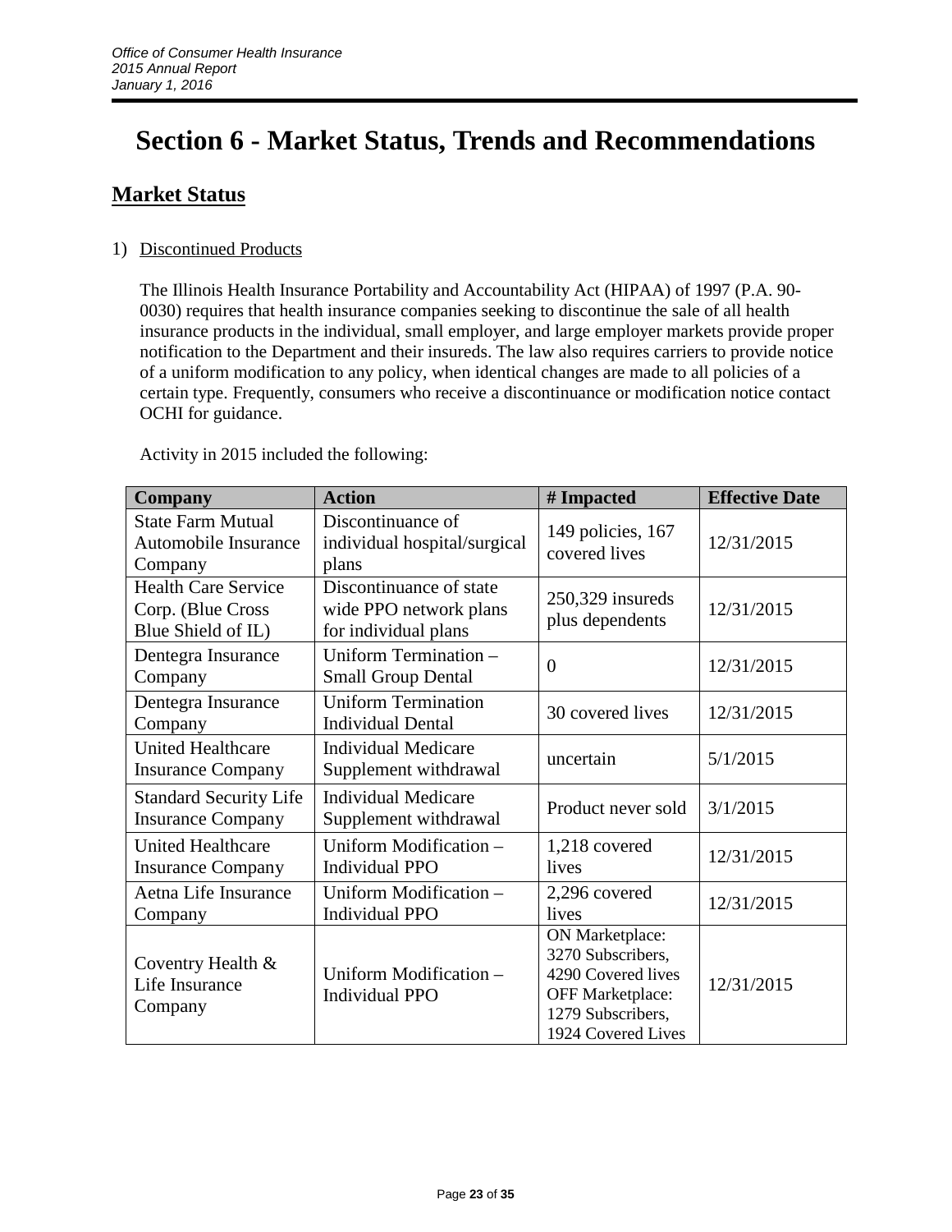# Section 6 - Market Status, Trends and Recommendations

## Market Status

1) Discontinued Products

The Illinois Health Insurance Portability and Accountability Act (HIPAA) of 1997 (P.A. 90-0030) requires that health insurance companies seeking to discontinue the sale of all health insurance products in the individual, small employer, and large employer markets provide proper notification to the Department and their insureds. The law also requires carriers to provide notice of a uniform modification to any policy, when identical changes are made to all policies of a certain type. Frequently, consumers who receive a discontinuance or modification notice contact OCHI for guidance.

Activity in 2015 included the following:

| Company | Action | # Impacted | Effective Date |
|---|---|---|---|
| State Farm Mutual Automobile Insurance Company | Discontinuance of individual hospital/surgical plans | 149 policies, 167 covered lives | 12/31/2015 |
| Health Care Service Corp. (Blue Cross Blue Shield of IL) | Discontinuance of state wide PPO network plans for individual plans | 250,329 insureds plus dependents | 12/31/2015 |
| Dentegra Insurance Company | Uniform Termination – Small Group Dental | 0 | 12/31/2015 |
| Dentegra Insurance Company | Uniform Termination Individual Dental | 30 covered lives | 12/31/2015 |
| United Healthcare Insurance Company | Individual Medicare Supplement withdrawal | uncertain | 5/1/2015 |
| Standard Security Life Insurance Company | Individual Medicare Supplement withdrawal | Product never sold | 3/1/2015 |
| United Healthcare Insurance Company | Uniform Modification – Individual PPO | 1,218 covered lives | 12/31/2015 |
| Aetna Life Insurance Company | Uniform Modification – Individual PPO | 2,296 covered lives | 12/31/2015 |
| Coventry Health & Life Insurance Company | Uniform Modification – Individual PPO | ON Marketplace: 3270 Subscribers, 4290 Covered lives OFF Marketplace: 1279 Subscribers, 1924 Covered Lives | 12/31/2015 |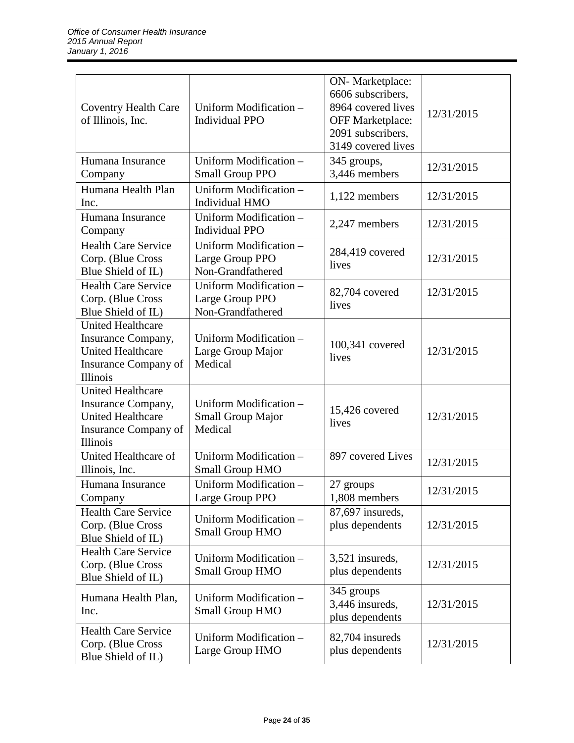| Coventry Health Care of Illinois, Inc. | Uniform Modification – Individual PPO | ON- Marketplace: 6606 subscribers, 8964 covered lives OFF Marketplace: 2091 subscribers, 3149 covered lives | 12/31/2015 |
|---|---|---|---|
| Humana Insurance Company | Uniform Modification – Small Group PPO | 345 groups, 3,446 members | 12/31/2015 |
| Humana Health Plan Inc. | Uniform Modification – Individual HMO | 1,122 members | 12/31/2015 |
| Humana Insurance Company | Uniform Modification – Individual PPO | 2,247 members | 12/31/2015 |
| Health Care Service Corp. (Blue Cross Blue Shield of IL) | Uniform Modification – Large Group PPO Non-Grandfathered | 284,419 covered lives | 12/31/2015 |
| Health Care Service Corp. (Blue Cross Blue Shield of IL) | Uniform Modification – Large Group PPO Non-Grandfathered | 82,704 covered lives | 12/31/2015 |
| United Healthcare Insurance Company, United Healthcare Insurance Company of Illinois | Uniform Modification – Large Group Major Medical | 100,341 covered lives | 12/31/2015 |
| United Healthcare Insurance Company, United Healthcare Insurance Company of Illinois | Uniform Modification – Small Group Major Medical | 15,426 covered lives | 12/31/2015 |
| United Healthcare of Illinois, Inc. | Uniform Modification – Small Group HMO | 897 covered Lives | 12/31/2015 |
| Humana Insurance Company | Uniform Modification – Large Group PPO | 27 groups 1,808 members | 12/31/2015 |
| Health Care Service Corp. (Blue Cross Blue Shield of IL) | Uniform Modification – Small Group HMO | 87,697 insureds, plus dependents | 12/31/2015 |
| Health Care Service Corp. (Blue Cross Blue Shield of IL) | Uniform Modification – Small Group HMO | 3,521 insureds, plus dependents | 12/31/2015 |
| Humana Health Plan, Inc. | Uniform Modification – Small Group HMO | 345 groups 3,446 insureds, plus dependents | 12/31/2015 |
| Health Care Service Corp. (Blue Cross Blue Shield of IL) | Uniform Modification – Large Group HMO | 82,704 insureds plus dependents | 12/31/2015 |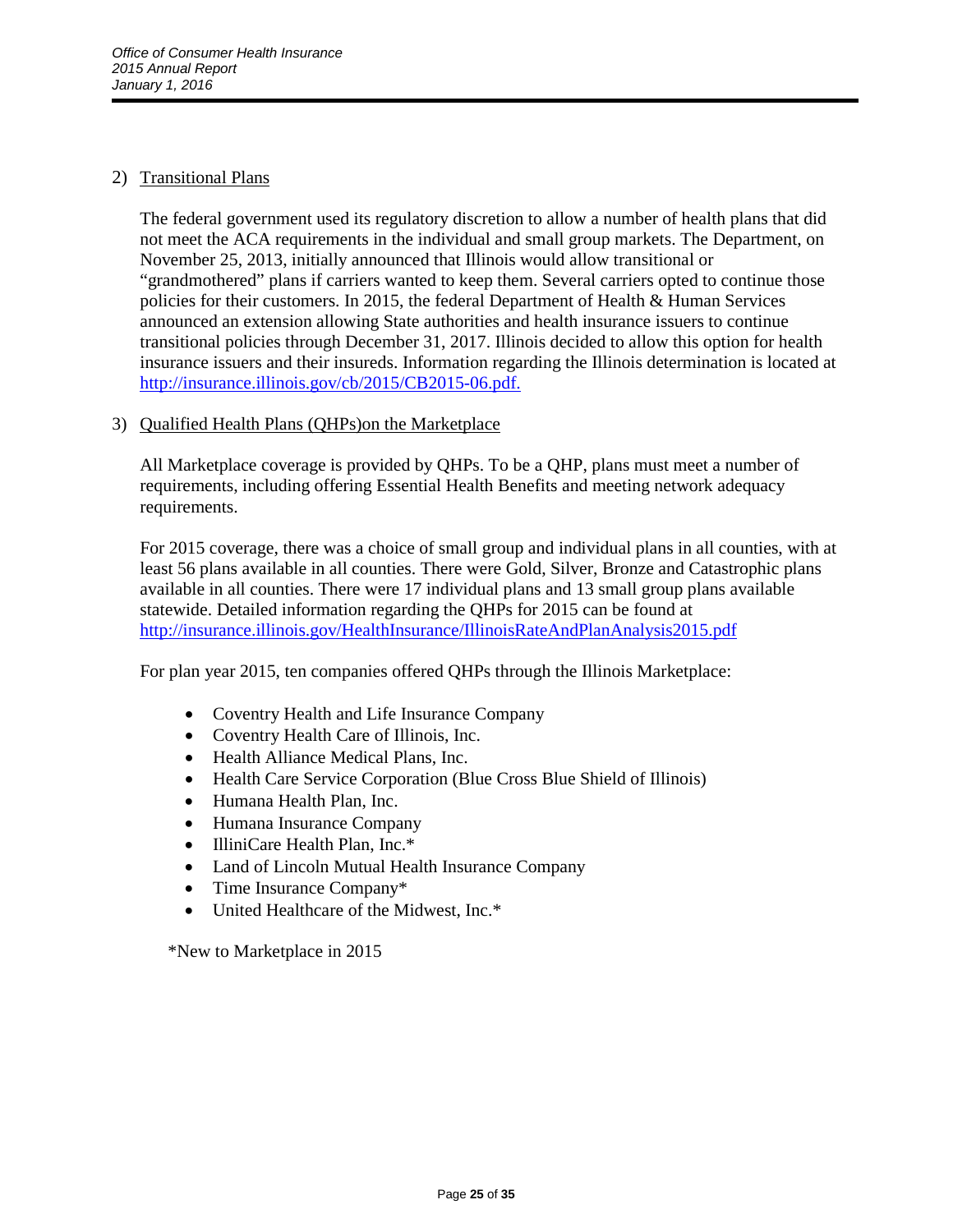2) Transitional Plans

The federal government used its regulatory discretion to allow a number of health plans that did not meet the ACA requirements in the individual and small group markets. The Department, on November 25, 2013, initially announced that Illinois would allow transitional or "grandmothered" plans if carriers wanted to keep them. Several carriers opted to continue those policies for their customers. In 2015, the federal Department of Health & Human Services announced an extension allowing State authorities and health insurance issuers to continue transitional policies through December 31, 2017. Illinois decided to allow this option for health insurance issuers and their insureds. Information regarding the Illinois determination is located at http://insurance.illinois.gov/cb/2015/CB2015-06.pdf.

3) Qualified Health Plans (QHPs)on the Marketplace

All Marketplace coverage is provided by QHPs. To be a QHP, plans must meet a number of requirements, including offering Essential Health Benefits and meeting network adequacy requirements.

For 2015 coverage, there was a choice of small group and individual plans in all counties, with at least 56 plans available in all counties. There were Gold, Silver, Bronze and Catastrophic plans available in all counties. There were 17 individual plans and 13 small group plans available statewide. Detailed information regarding the QHPs for 2015 can be found at http://insurance.illinois.gov/HealthInsurance/IllinoisRateAndPlanAnalysis2015.pdf

For plan year 2015, ten companies offered QHPs through the Illinois Marketplace:

- Coventry Health and Life Insurance Company
- Coventry Health Care of Illinois, Inc.
- Health Alliance Medical Plans, Inc.
- Health Care Service Corporation (Blue Cross Blue Shield of Illinois)
- Humana Health Plan, Inc.
- Humana Insurance Company
- IlliniCare Health Plan, Inc.*
- Land of Lincoln Mutual Health Insurance Company
- Time Insurance Company*
- United Healthcare of the Midwest, Inc.*

*New to Marketplace in 2015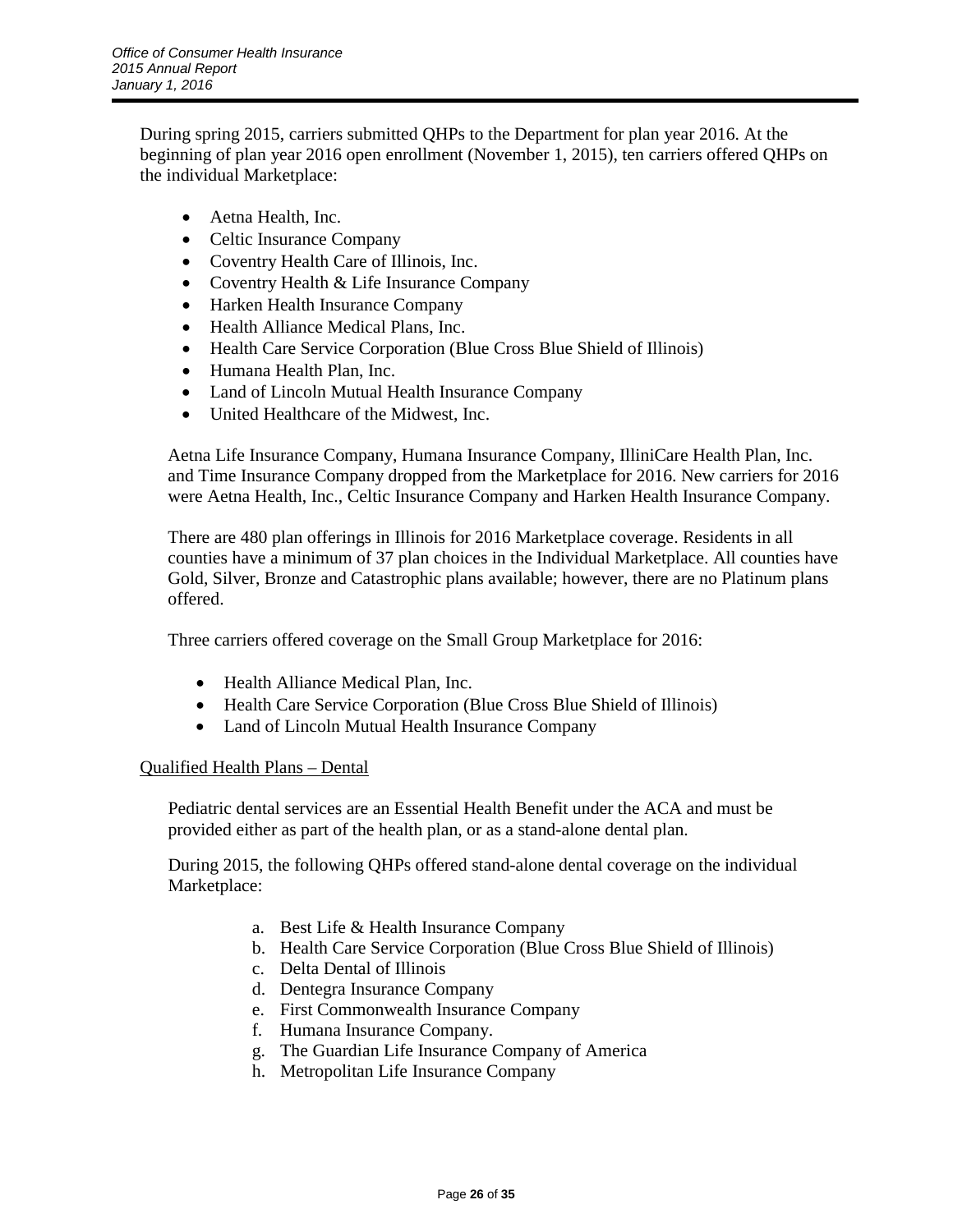During spring 2015, carriers submitted QHPs to the Department for plan year 2016. At the beginning of plan year 2016 open enrollment (November 1, 2015), ten carriers offered QHPs on the individual Marketplace:

- Aetna Health, Inc.
- Celtic Insurance Company
- Coventry Health Care of Illinois, Inc.
- Coventry Health & Life Insurance Company
- Harken Health Insurance Company
- Health Alliance Medical Plans, Inc.
- Health Care Service Corporation (Blue Cross Blue Shield of Illinois)
- Humana Health Plan, Inc.
- Land of Lincoln Mutual Health Insurance Company
- United Healthcare of the Midwest, Inc.

Aetna Life Insurance Company, Humana Insurance Company, IlliniCare Health Plan, Inc. and Time Insurance Company dropped from the Marketplace for 2016. New carriers for 2016 were Aetna Health, Inc., Celtic Insurance Company and Harken Health Insurance Company.

There are 480 plan offerings in Illinois for 2016 Marketplace coverage. Residents in all counties have a minimum of 37 plan choices in the Individual Marketplace. All counties have Gold, Silver, Bronze and Catastrophic plans available; however, there are no Platinum plans offered.

Three carriers offered coverage on the Small Group Marketplace for 2016:

- Health Alliance Medical Plan, Inc.
- Health Care Service Corporation (Blue Cross Blue Shield of Illinois)
- Land of Lincoln Mutual Health Insurance Company

Qualified Health Plans – Dental

Pediatric dental services are an Essential Health Benefit under the ACA and must be provided either as part of the health plan, or as a stand-alone dental plan.

During 2015, the following QHPs offered stand-alone dental coverage on the individual Marketplace:

a. Best Life & Health Insurance Company
b. Health Care Service Corporation (Blue Cross Blue Shield of Illinois)
c. Delta Dental of Illinois
d. Dentegra Insurance Company
e. First Commonwealth Insurance Company
f. Humana Insurance Company.
g. The Guardian Life Insurance Company of America
h. Metropolitan Life Insurance Company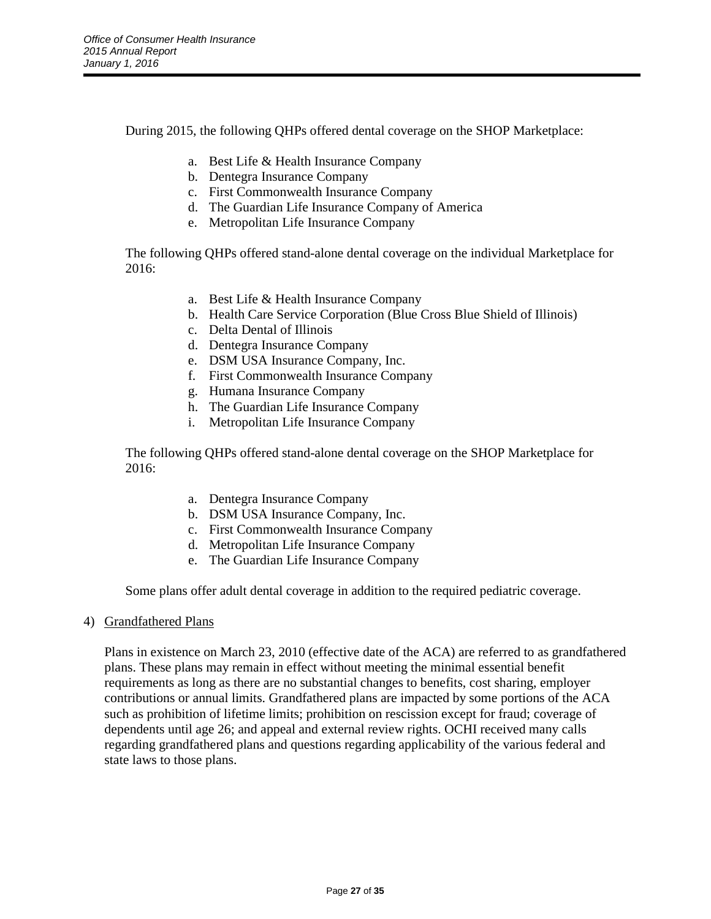During 2015, the following QHPs offered dental coverage on the SHOP Marketplace:

a. Best Life & Health Insurance Company
b. Dentegra Insurance Company
c. First Commonwealth Insurance Company
d. The Guardian Life Insurance Company of America
e. Metropolitan Life Insurance Company

The following QHPs offered stand-alone dental coverage on the individual Marketplace for 2016:

a. Best Life & Health Insurance Company
b. Health Care Service Corporation (Blue Cross Blue Shield of Illinois)
c. Delta Dental of Illinois
d. Dentegra Insurance Company
e. DSM USA Insurance Company, Inc.
f. First Commonwealth Insurance Company
g. Humana Insurance Company
h. The Guardian Life Insurance Company
i. Metropolitan Life Insurance Company

The following QHPs offered stand-alone dental coverage on the SHOP Marketplace for 2016:

a. Dentegra Insurance Company
b. DSM USA Insurance Company, Inc.
c. First Commonwealth Insurance Company
d. Metropolitan Life Insurance Company
e. The Guardian Life Insurance Company

Some plans offer adult dental coverage in addition to the required pediatric coverage.

4) Grandfathered Plans

Plans in existence on March 23, 2010 (effective date of the ACA) are referred to as grandfathered plans. These plans may remain in effect without meeting the minimal essential benefit requirements as long as there are no substantial changes to benefits, cost sharing, employer contributions or annual limits. Grandfathered plans are impacted by some portions of the ACA such as prohibition of lifetime limits; prohibition on rescission except for fraud; coverage of dependents until age 26; and appeal and external review rights. OCHI received many calls regarding grandfathered plans and questions regarding applicability of the various federal and state laws to those plans.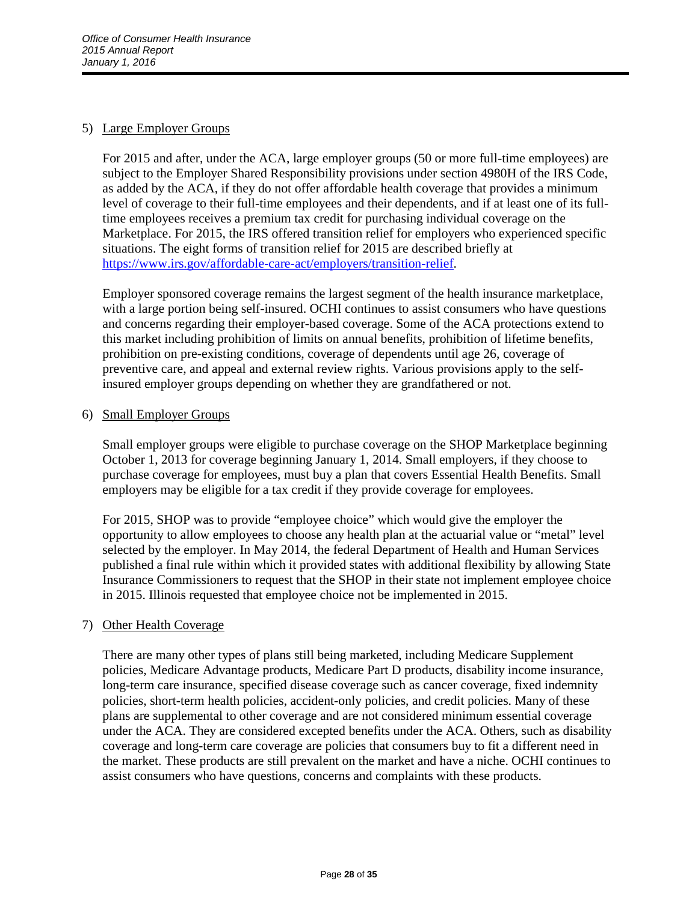5) Large Employer Groups

For 2015 and after, under the ACA, large employer groups (50 or more full-time employees) are subject to the Employer Shared Responsibility provisions under section 4980H of the IRS Code, as added by the ACA, if they do not offer affordable health coverage that provides a minimum level of coverage to their full-time employees and their dependents, and if at least one of its full-time employees receives a premium tax credit for purchasing individual coverage on the Marketplace. For 2015, the IRS offered transition relief for employers who experienced specific situations. The eight forms of transition relief for 2015 are described briefly at https://www.irs.gov/affordable-care-act/employers/transition-relief.

Employer sponsored coverage remains the largest segment of the health insurance marketplace, with a large portion being self-insured. OCHI continues to assist consumers who have questions and concerns regarding their employer-based coverage. Some of the ACA protections extend to this market including prohibition of limits on annual benefits, prohibition of lifetime benefits, prohibition on pre-existing conditions, coverage of dependents until age 26, coverage of preventive care, and appeal and external review rights. Various provisions apply to the self-insured employer groups depending on whether they are grandfathered or not.

6) Small Employer Groups

Small employer groups were eligible to purchase coverage on the SHOP Marketplace beginning October 1, 2013 for coverage beginning January 1, 2014. Small employers, if they choose to purchase coverage for employees, must buy a plan that covers Essential Health Benefits. Small employers may be eligible for a tax credit if they provide coverage for employees.

For 2015, SHOP was to provide "employee choice" which would give the employer the opportunity to allow employees to choose any health plan at the actuarial value or "metal" level selected by the employer. In May 2014, the federal Department of Health and Human Services published a final rule within which it provided states with additional flexibility by allowing State Insurance Commissioners to request that the SHOP in their state not implement employee choice in 2015. Illinois requested that employee choice not be implemented in 2015.

7) Other Health Coverage

There are many other types of plans still being marketed, including Medicare Supplement policies, Medicare Advantage products, Medicare Part D products, disability income insurance, long-term care insurance, specified disease coverage such as cancer coverage, fixed indemnity policies, short-term health policies, accident-only policies, and credit policies. Many of these plans are supplemental to other coverage and are not considered minimum essential coverage under the ACA. They are considered excepted benefits under the ACA. Others, such as disability coverage and long-term care coverage are policies that consumers buy to fit a different need in the market. These products are still prevalent on the market and have a niche. OCHI continues to assist consumers who have questions, concerns and complaints with these products.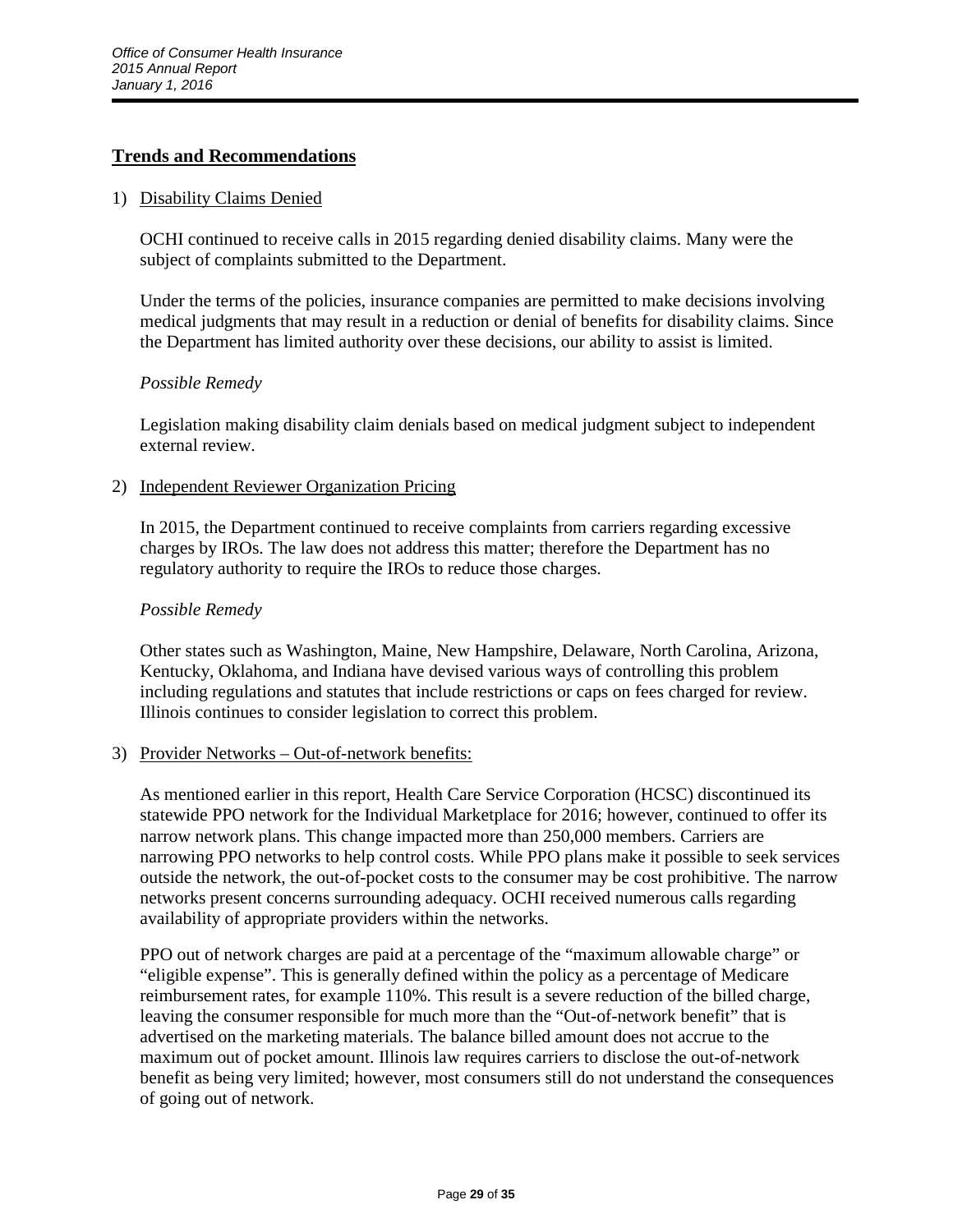## Trends and Recommendations

1) Disability Claims Denied

   OCHI continued to receive calls in 2015 regarding denied disability claims. Many were the subject of complaints submitted to the Department.

   Under the terms of the policies, insurance companies are permitted to make decisions involving medical judgments that may result in a reduction or denial of benefits for disability claims. Since the Department has limited authority over these decisions, our ability to assist is limited.

   *Possible Remedy*

   Legislation making disability claim denials based on medical judgment subject to independent external review.

2) Independent Reviewer Organization Pricing

   In 2015, the Department continued to receive complaints from carriers regarding excessive charges by IROs. The law does not address this matter; therefore the Department has no regulatory authority to require the IROs to reduce those charges.

   *Possible Remedy*

   Other states such as Washington, Maine, New Hampshire, Delaware, North Carolina, Arizona, Kentucky, Oklahoma, and Indiana have devised various ways of controlling this problem including regulations and statutes that include restrictions or caps on fees charged for review. Illinois continues to consider legislation to correct this problem.

3) Provider Networks – Out-of-network benefits:

   As mentioned earlier in this report, Health Care Service Corporation (HCSC) discontinued its statewide PPO network for the Individual Marketplace for 2016; however, continued to offer its narrow network plans. This change impacted more than 250,000 members. Carriers are narrowing PPO networks to help control costs. While PPO plans make it possible to seek services outside the network, the out-of-pocket costs to the consumer may be cost prohibitive. The narrow networks present concerns surrounding adequacy. OCHI received numerous calls regarding availability of appropriate providers within the networks.

   PPO out of network charges are paid at a percentage of the "maximum allowable charge" or "eligible expense". This is generally defined within the policy as a percentage of Medicare reimbursement rates, for example 110%. This result is a severe reduction of the billed charge, leaving the consumer responsible for much more than the "Out-of-network benefit" that is advertised on the marketing materials. The balance billed amount does not accrue to the maximum out of pocket amount. Illinois law requires carriers to disclose the out-of-network benefit as being very limited; however, most consumers still do not understand the consequences of going out of network.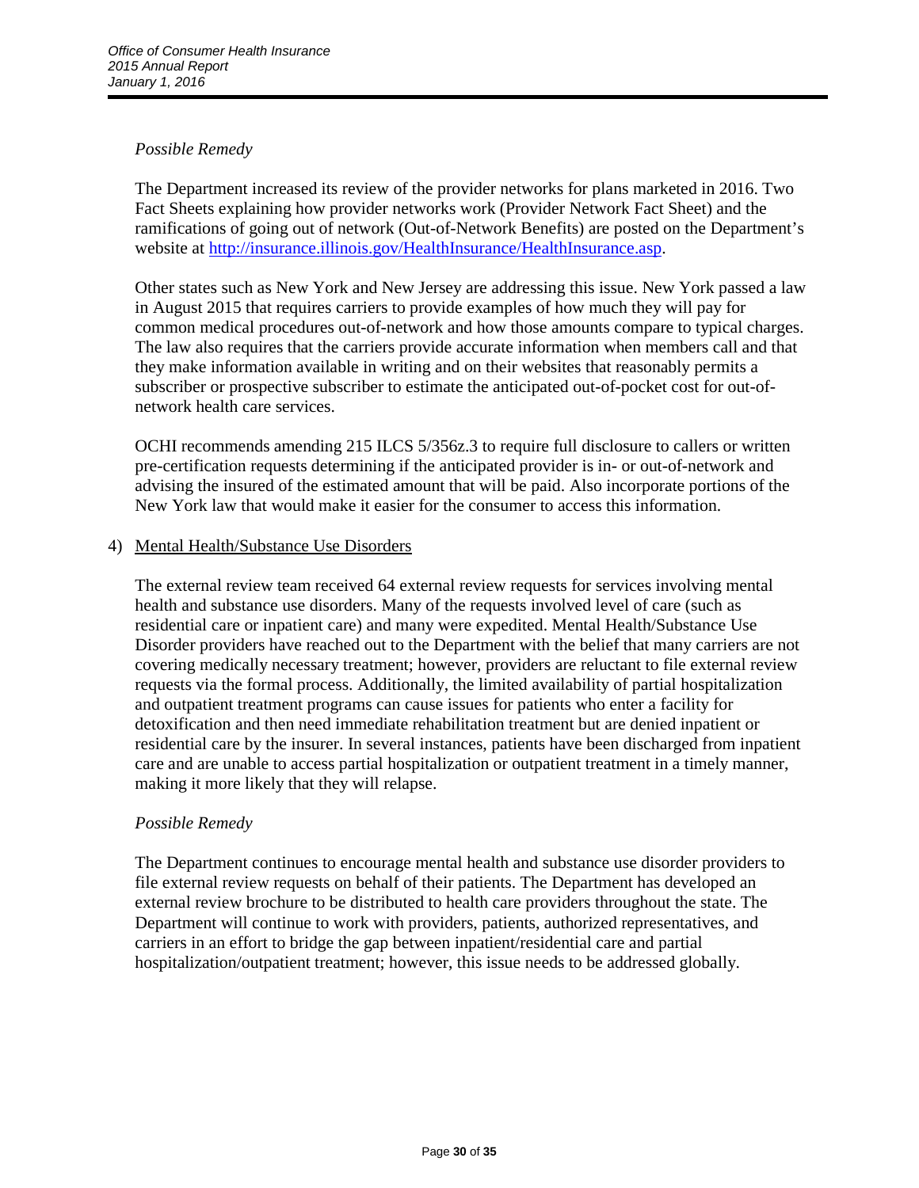*Possible Remedy*

The Department increased its review of the provider networks for plans marketed in 2016. Two Fact Sheets explaining how provider networks work (Provider Network Fact Sheet) and the ramifications of going out of network (Out-of-Network Benefits) are posted on the Department's website at [http://insurance.illinois.gov/HealthInsurance/HealthInsurance.asp](http://insurance.illinois.gov/HealthInsurance/HealthInsurance.asp).

Other states such as New York and New Jersey are addressing this issue. New York passed a law in August 2015 that requires carriers to provide examples of how much they will pay for common medical procedures out-of-network and how those amounts compare to typical charges. The law also requires that the carriers provide accurate information when members call and that they make information available in writing and on their websites that reasonably permits a subscriber or prospective subscriber to estimate the anticipated out-of-pocket cost for out-of-network health care services.

OCHI recommends amending 215 ILCS 5/356z.3 to require full disclosure to callers or written pre-certification requests determining if the anticipated provider is in- or out-of-network and advising the insured of the estimated amount that will be paid. Also incorporate portions of the New York law that would make it easier for the consumer to access this information.

4) Mental Health/Substance Use Disorders

The external review team received 64 external review requests for services involving mental health and substance use disorders. Many of the requests involved level of care (such as residential care or inpatient care) and many were expedited. Mental Health/Substance Use Disorder providers have reached out to the Department with the belief that many carriers are not covering medically necessary treatment; however, providers are reluctant to file external review requests via the formal process. Additionally, the limited availability of partial hospitalization and outpatient treatment programs can cause issues for patients who enter a facility for detoxification and then need immediate rehabilitation treatment but are denied inpatient or residential care by the insurer. In several instances, patients have been discharged from inpatient care and are unable to access partial hospitalization or outpatient treatment in a timely manner, making it more likely that they will relapse.

*Possible Remedy*

The Department continues to encourage mental health and substance use disorder providers to file external review requests on behalf of their patients. The Department has developed an external review brochure to be distributed to health care providers throughout the state. The Department will continue to work with providers, patients, authorized representatives, and carriers in an effort to bridge the gap between inpatient/residential care and partial hospitalization/outpatient treatment; however, this issue needs to be addressed globally.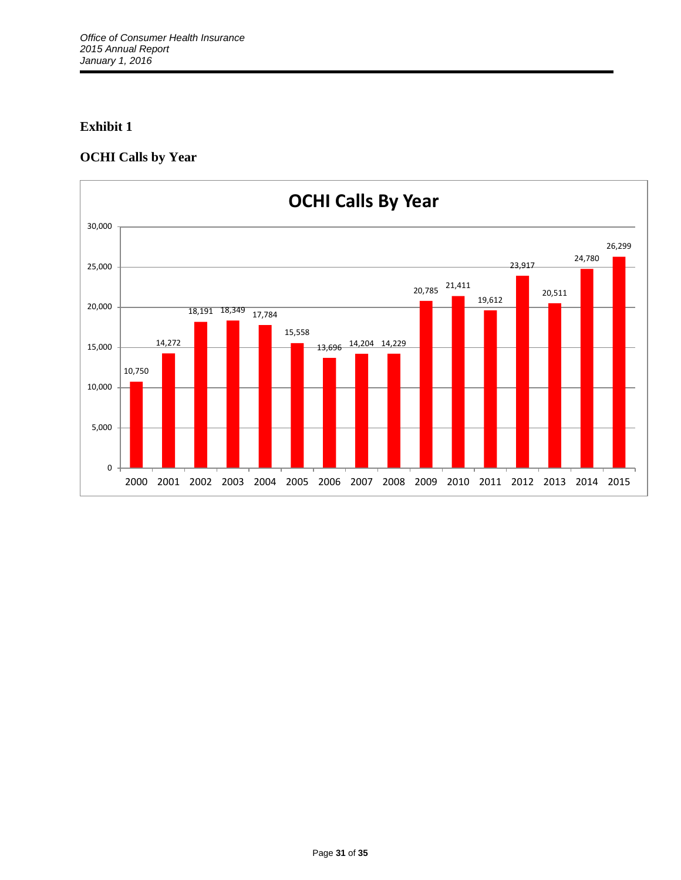## Exhibit 1

### OCHI Calls by Year

**OCHI Calls By Year**

| Year | Calls |
|---|---|
| 2000 | 10,750 |
| 2001 | 14,272 |
| 2002 | 18,191 |
| 2003 | 18,349 |
| 2004 | 17,784 |
| 2005 | 15,558 |
| 2006 | 13,696 |
| 2007 | 14,204 |
| 2008 | 14,229 |
| 2009 | 20,785 |
| 2010 | 21,411 |
| 2011 | 19,612 |
| 2012 | 23,917 |
| 2013 | 20,511 |
| 2014 | 24,780 |
| 2015 | 26,299 |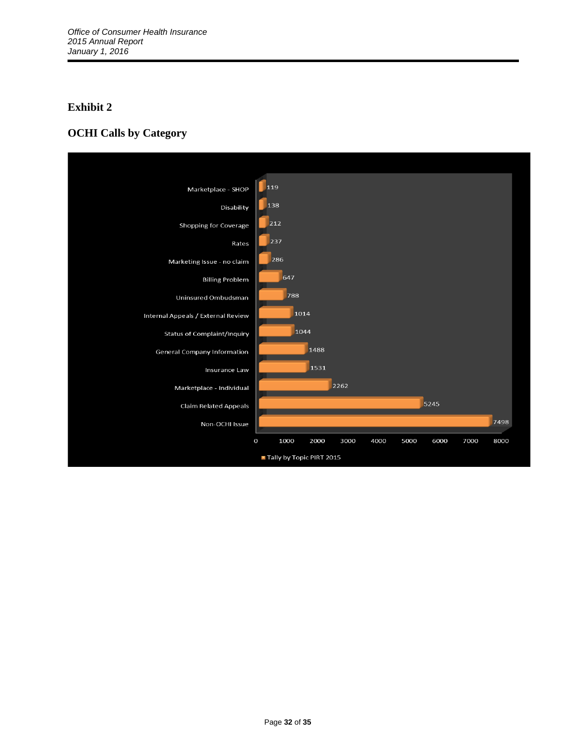## Exhibit 2

## OCHI Calls by Category

| Category | Tally by Topic PIRT 2015 |
|---|---|
| Marketplace - SHOP | 119 |
| Disability | 138 |
| Shopping for Coverage | 212 |
| Rates | 237 |
| Marketing Issue - no claim | 286 |
| Billing Problem | 647 |
| Uninsured Ombudsman | 788 |
| Internal Appeals / External Review | 1014 |
| Status of Complaint/Inquiry | 1044 |
| General Company Information | 1488 |
| Insurance Law | 1531 |
| Marketplace - Individual | 2262 |
| Claim Related Appeals | 5245 |
| Non-OCHI Issue | 7498 |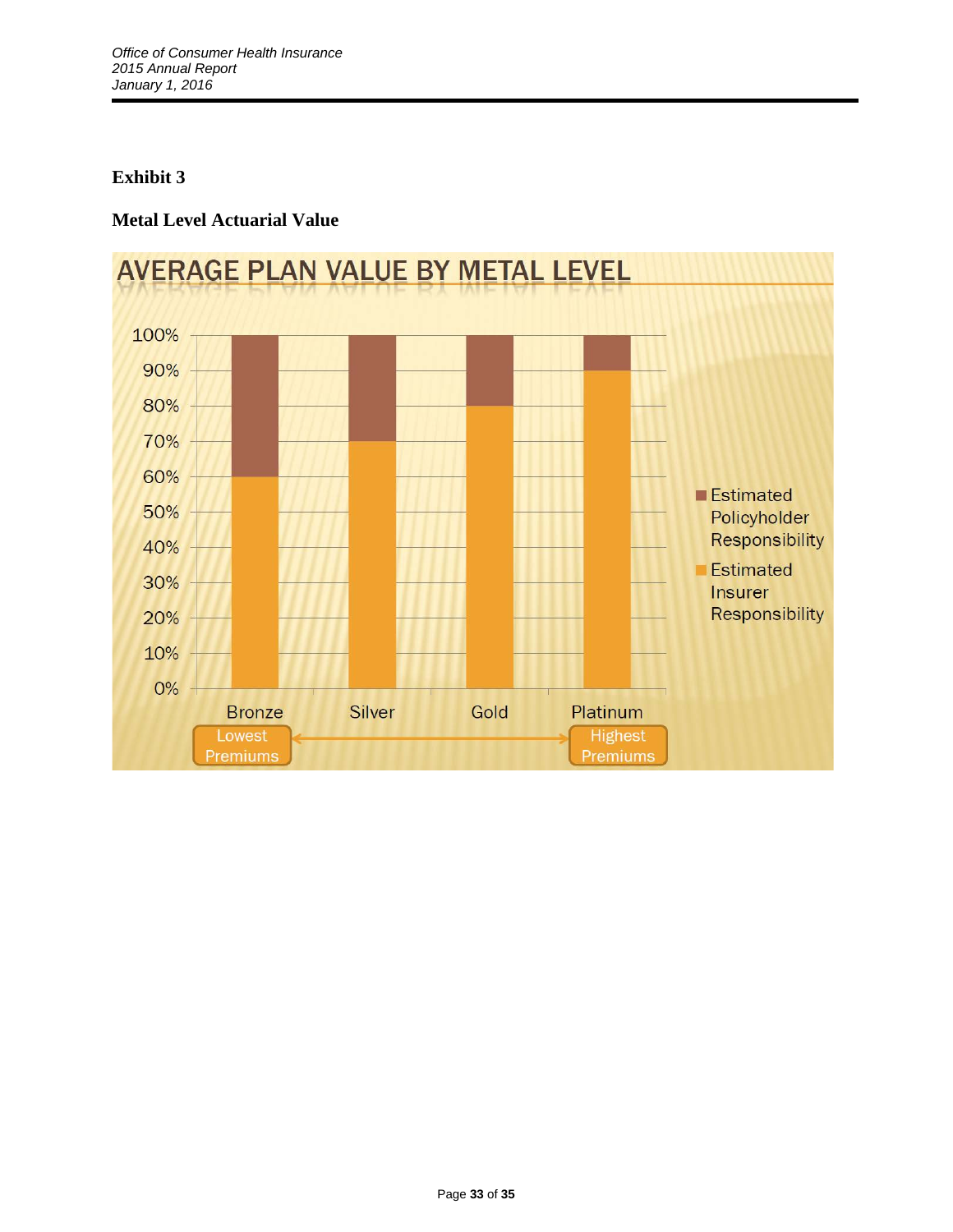## Exhibit 3

### Metal Level Actuarial Value

AVERAGE PLAN VALUE BY METAL LEVEL

| Metal Level | Estimated Insurer Responsibility | Estimated Policyholder Responsibility |
|---|---|---|
| Bronze | 60% | 40% |
| Silver | 70% | 30% |
| Gold | 80% | 20% |
| Platinum | 90% | 10% |

Lowest Premiums (Bronze) ↔ Highest Premiums (Platinum)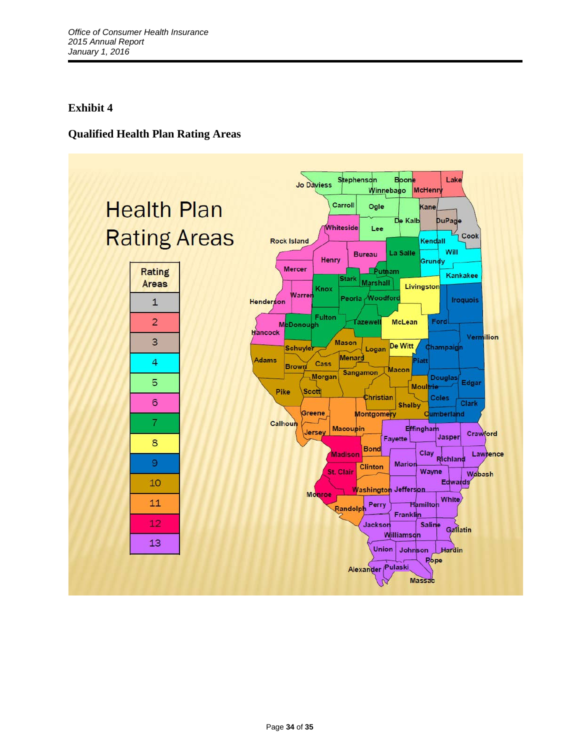## Exhibit 4

## Qualified Health Plan Rating Areas

Health Plan Rating Areas

| Rating Areas |
|---|
| 1 |
| 2 |
| 3 |
| 4 |
| 5 |
| 6 |
| 7 |
| 8 |
| 9 |
| 10 |
| 11 |
| 12 |
| 13 |

Jo Daviess, Stephenson, Boone, Winnebago, McHenry, Lake, Carroll, Ogle, Kane, De Kalb, DuPage, Whiteside, Lee, Cook, Rock Island, Kendall, Will, La Salle, Bureau, Henry, Grundy, Mercer, Putnam, Kankakee, Stark, Marshall, Livingston, Knox, Warren, Henderson, Peoria, Woodford, Iroquois, Fulton, McDonough, Tazewell, McLean, Ford, Hancock, Vermilion, Mason, Schuyler, Logan, De Witt, Champaign, Menard, Piatt, Adams, Cass, Brown, Sangamon, Macon, Morgan, Douglas, Edgar, Moultrie, Pike, Scott, Christian, Coles, Shelby, Clark, Greene, Montgomery, Cumberland, Calhoun, Effingham, Macoupin, Jersey, Jasper, Crawford, Fayette, Bond, Madison, Clay, Lawrence, Richland, Marion, Clinton, St. Clair, Wayne, Wabash, Edwards, Washington, Jefferson, Monroe, White, Perry, Hamilton, Randolph, Franklin, Jackson, Saline, Gallatin, Williamson, Union, Johnson, Hardin, Pope, Alexander, Pulaski, Massac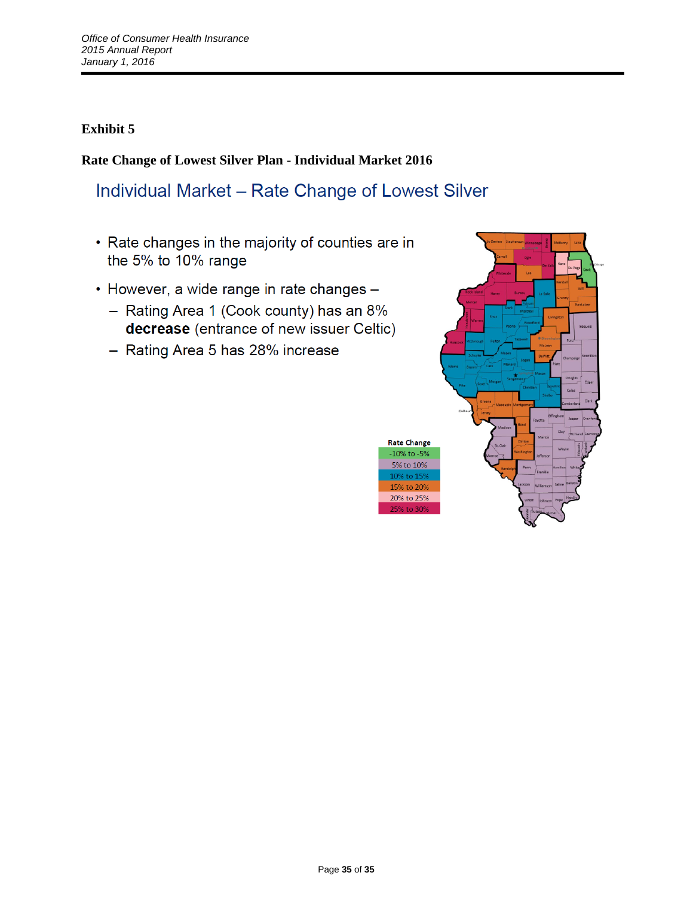**Exhibit 5**

**Rate Change of Lowest Silver Plan - Individual Market 2016**

## Individual Market – Rate Change of Lowest Silver

- Rate changes in the majority of counties are in the 5% to 10% range
- However, a wide range in rate changes –
  - Rating Area 1 (Cook county) has an 8% **decrease** (entrance of new issuer Celtic)
  - Rating Area 5 has 28% increase

Rate Change
-10% to -5%
5% to 10%
10% to 15%
15% to 20%
20% to 25%
25% to 30%